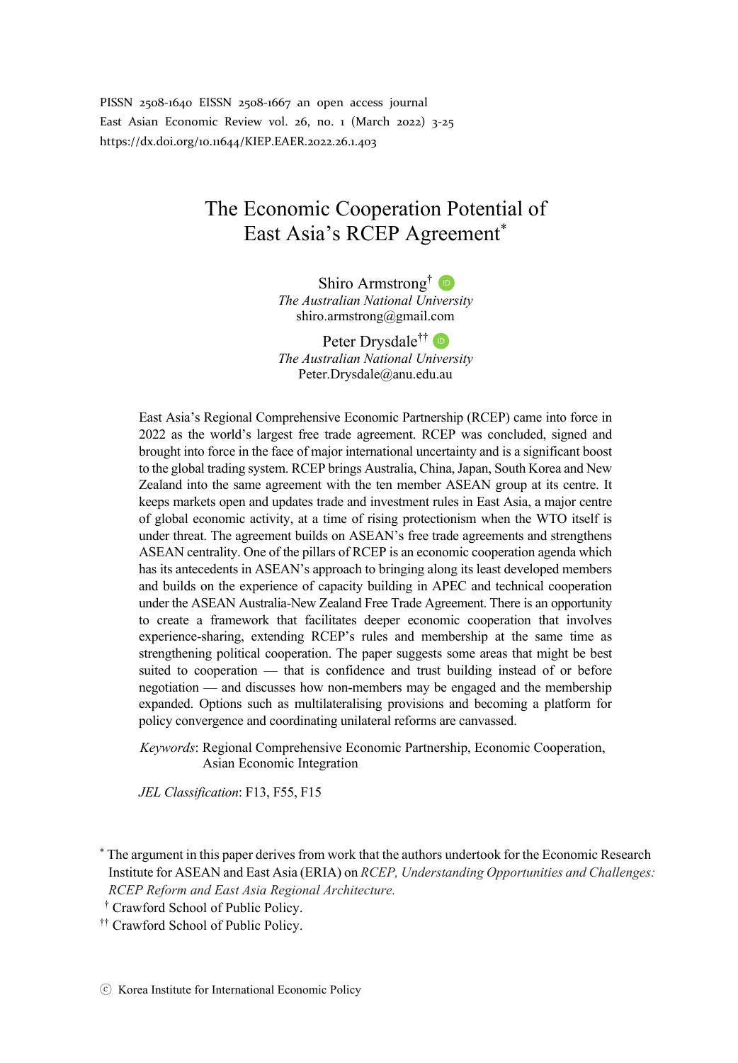PISSN 2508-1640 EISSN 2508-1667 an open access journal
East Asian Economic Review vol. 26, no. 1 (March 2022) 3-25
https://dx.doi.org/10.11644/KIEP.EAER.2022.26.1.403

# The Economic Cooperation Potential of East Asia's RCEP Agreement[*]

Shiro Armstrong[†]
*The Australian National University*
shiro.armstrong@gmail.com

Peter Drysdale[††]
*The Australian National University*
Peter.Drysdale@anu.edu.au

East Asia's Regional Comprehensive Economic Partnership (RCEP) came into force in 2022 as the world's largest free trade agreement. RCEP was concluded, signed and brought into force in the face of major international uncertainty and is a significant boost to the global trading system. RCEP brings Australia, China, Japan, South Korea and New Zealand into the same agreement with the ten member ASEAN group at its centre. It keeps markets open and updates trade and investment rules in East Asia, a major centre of global economic activity, at a time of rising protectionism when the WTO itself is under threat. The agreement builds on ASEAN's free trade agreements and strengthens ASEAN centrality. One of the pillars of RCEP is an economic cooperation agenda which has its antecedents in ASEAN's approach to bringing along its least developed members and builds on the experience of capacity building in APEC and technical cooperation under the ASEAN Australia-New Zealand Free Trade Agreement. There is an opportunity to create a framework that facilitates deeper economic cooperation that involves experience-sharing, extending RCEP's rules and membership at the same time as strengthening political cooperation. The paper suggests some areas that might be best suited to cooperation — that is confidence and trust building instead of or before negotiation — and discusses how non-members may be engaged and the membership expanded. Options such as multilateralising provisions and becoming a platform for policy convergence and coordinating unilateral reforms are canvassed.

*Keywords*: Regional Comprehensive Economic Partnership, Economic Cooperation, Asian Economic Integration

*JEL Classification*: F13, F55, F15

[*] The argument in this paper derives from work that the authors undertook for the Economic Research Institute for ASEAN and East Asia (ERIA) on *RCEP, Understanding Opportunities and Challenges: RCEP Reform and East Asia Regional Architecture.*

[†] Crawford School of Public Policy.

[††] Crawford School of Public Policy.

ⓒ Korea Institute for International Economic Policy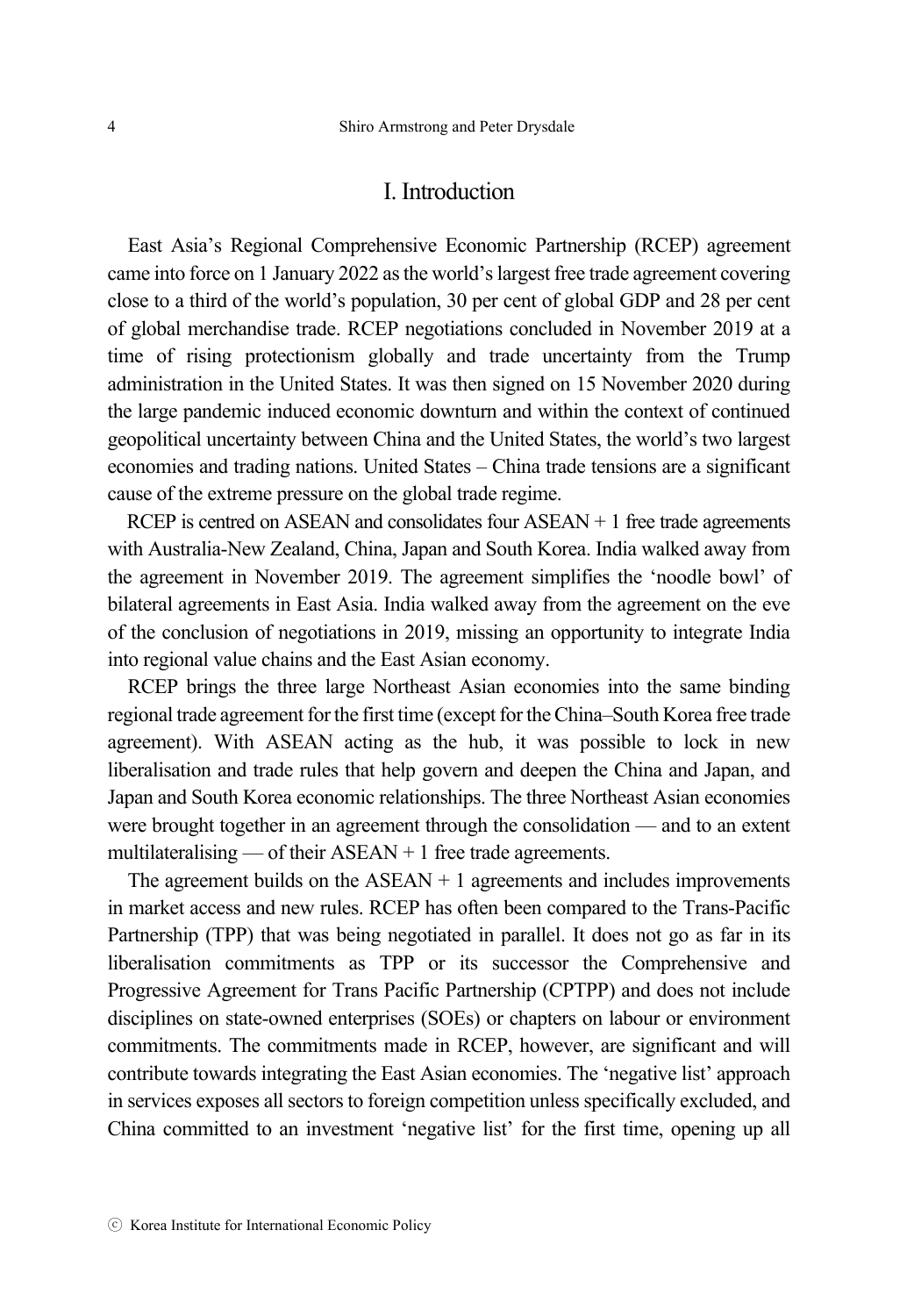# I. Introduction

East Asia's Regional Comprehensive Economic Partnership (RCEP) agreement came into force on 1 January 2022 as the world's largest free trade agreement covering close to a third of the world's population, 30 per cent of global GDP and 28 per cent of global merchandise trade. RCEP negotiations concluded in November 2019 at a time of rising protectionism globally and trade uncertainty from the Trump administration in the United States. It was then signed on 15 November 2020 during the large pandemic induced economic downturn and within the context of continued geopolitical uncertainty between China and the United States, the world's two largest economies and trading nations. United States – China trade tensions are a significant cause of the extreme pressure on the global trade regime.

RCEP is centred on ASEAN and consolidates four ASEAN + 1 free trade agreements with Australia-New Zealand, China, Japan and South Korea. India walked away from the agreement in November 2019. The agreement simplifies the 'noodle bowl' of bilateral agreements in East Asia. India walked away from the agreement on the eve of the conclusion of negotiations in 2019, missing an opportunity to integrate India into regional value chains and the East Asian economy.

RCEP brings the three large Northeast Asian economies into the same binding regional trade agreement for the first time (except for the China–South Korea free trade agreement). With ASEAN acting as the hub, it was possible to lock in new liberalisation and trade rules that help govern and deepen the China and Japan, and Japan and South Korea economic relationships. The three Northeast Asian economies were brought together in an agreement through the consolidation — and to an extent multilateralising — of their ASEAN + 1 free trade agreements.

The agreement builds on the ASEAN + 1 agreements and includes improvements in market access and new rules. RCEP has often been compared to the Trans-Pacific Partnership (TPP) that was being negotiated in parallel. It does not go as far in its liberalisation commitments as TPP or its successor the Comprehensive and Progressive Agreement for Trans Pacific Partnership (CPTPP) and does not include disciplines on state-owned enterprises (SOEs) or chapters on labour or environment commitments. The commitments made in RCEP, however, are significant and will contribute towards integrating the East Asian economies. The 'negative list' approach in services exposes all sectors to foreign competition unless specifically excluded, and China committed to an investment 'negative list' for the first time, opening up all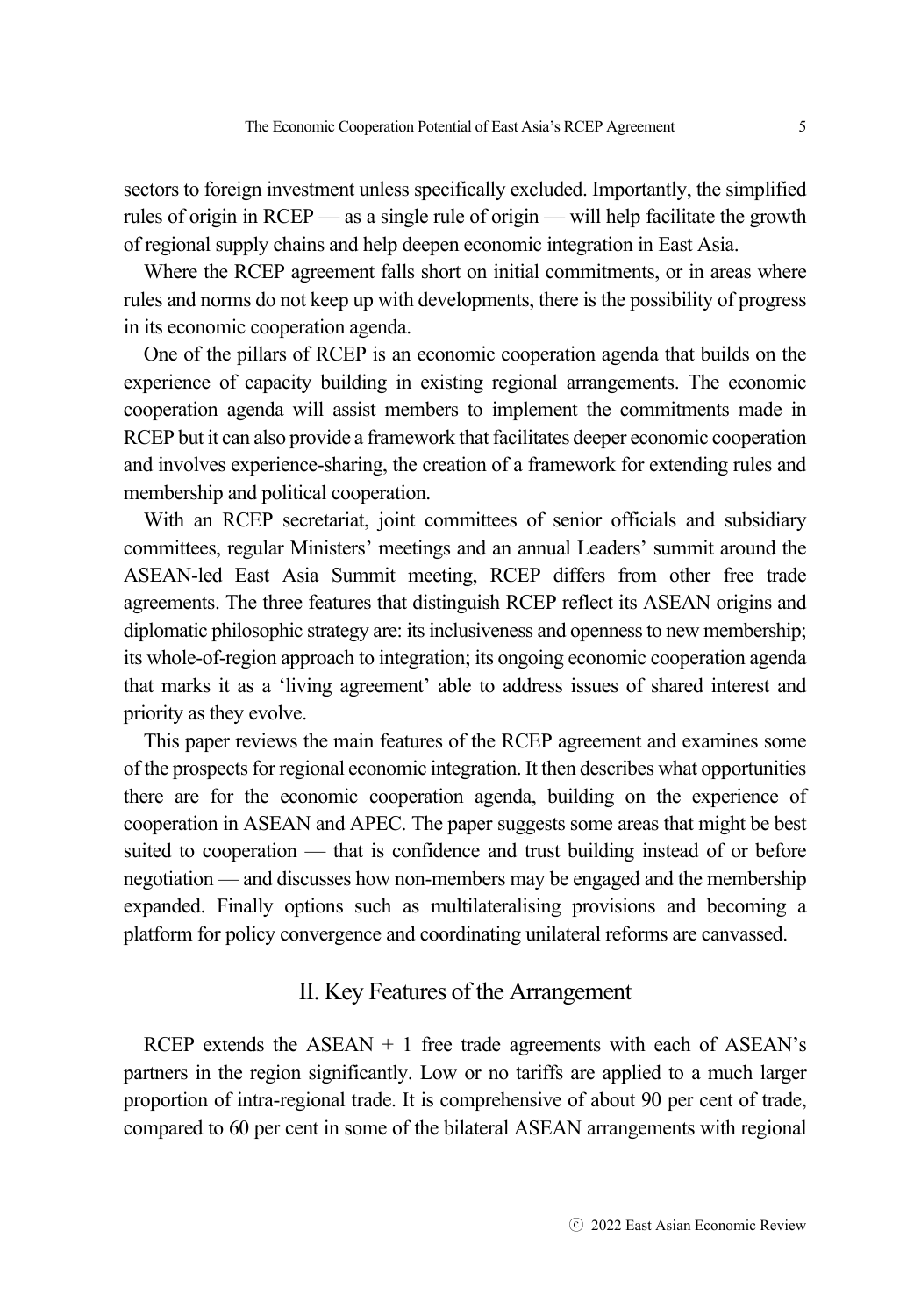sectors to foreign investment unless specifically excluded. Importantly, the simplified rules of origin in RCEP — as a single rule of origin — will help facilitate the growth of regional supply chains and help deepen economic integration in East Asia.

Where the RCEP agreement falls short on initial commitments, or in areas where rules and norms do not keep up with developments, there is the possibility of progress in its economic cooperation agenda.

One of the pillars of RCEP is an economic cooperation agenda that builds on the experience of capacity building in existing regional arrangements. The economic cooperation agenda will assist members to implement the commitments made in RCEP but it can also provide a framework that facilitates deeper economic cooperation and involves experience-sharing, the creation of a framework for extending rules and membership and political cooperation.

With an RCEP secretariat, joint committees of senior officials and subsidiary committees, regular Ministers' meetings and an annual Leaders' summit around the ASEAN-led East Asia Summit meeting, RCEP differs from other free trade agreements. The three features that distinguish RCEP reflect its ASEAN origins and diplomatic philosophic strategy are: its inclusiveness and openness to new membership; its whole-of-region approach to integration; its ongoing economic cooperation agenda that marks it as a 'living agreement' able to address issues of shared interest and priority as they evolve.

This paper reviews the main features of the RCEP agreement and examines some of the prospects for regional economic integration. It then describes what opportunities there are for the economic cooperation agenda, building on the experience of cooperation in ASEAN and APEC. The paper suggests some areas that might be best suited to cooperation — that is confidence and trust building instead of or before negotiation — and discusses how non-members may be engaged and the membership expanded. Finally options such as multilateralising provisions and becoming a platform for policy convergence and coordinating unilateral reforms are canvassed.

## II. Key Features of the Arrangement

RCEP extends the ASEAN + 1 free trade agreements with each of ASEAN's partners in the region significantly. Low or no tariffs are applied to a much larger proportion of intra-regional trade. It is comprehensive of about 90 per cent of trade, compared to 60 per cent in some of the bilateral ASEAN arrangements with regional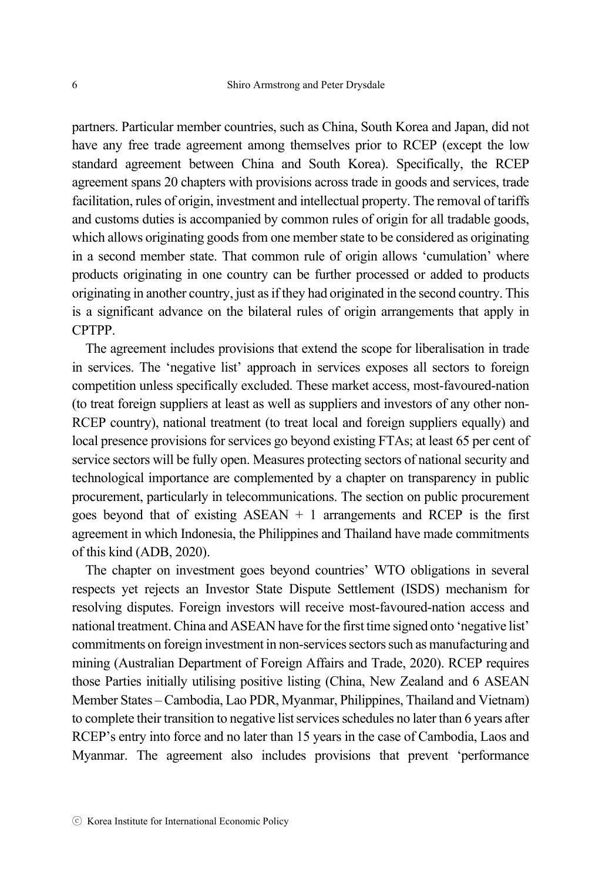partners. Particular member countries, such as China, South Korea and Japan, did not have any free trade agreement among themselves prior to RCEP (except the low standard agreement between China and South Korea). Specifically, the RCEP agreement spans 20 chapters with provisions across trade in goods and services, trade facilitation, rules of origin, investment and intellectual property. The removal of tariffs and customs duties is accompanied by common rules of origin for all tradable goods, which allows originating goods from one member state to be considered as originating in a second member state. That common rule of origin allows 'cumulation' where products originating in one country can be further processed or added to products originating in another country, just as if they had originated in the second country. This is a significant advance on the bilateral rules of origin arrangements that apply in CPTPP.

The agreement includes provisions that extend the scope for liberalisation in trade in services. The 'negative list' approach in services exposes all sectors to foreign competition unless specifically excluded. These market access, most-favoured-nation (to treat foreign suppliers at least as well as suppliers and investors of any other non-RCEP country), national treatment (to treat local and foreign suppliers equally) and local presence provisions for services go beyond existing FTAs; at least 65 per cent of service sectors will be fully open. Measures protecting sectors of national security and technological importance are complemented by a chapter on transparency in public procurement, particularly in telecommunications. The section on public procurement goes beyond that of existing ASEAN + 1 arrangements and RCEP is the first agreement in which Indonesia, the Philippines and Thailand have made commitments of this kind (ADB, 2020).

The chapter on investment goes beyond countries' WTO obligations in several respects yet rejects an Investor State Dispute Settlement (ISDS) mechanism for resolving disputes. Foreign investors will receive most-favoured-nation access and national treatment. China and ASEAN have for the first time signed onto 'negative list' commitments on foreign investment in non-services sectors such as manufacturing and mining (Australian Department of Foreign Affairs and Trade, 2020). RCEP requires those Parties initially utilising positive listing (China, New Zealand and 6 ASEAN Member States – Cambodia, Lao PDR, Myanmar, Philippines, Thailand and Vietnam) to complete their transition to negative list services schedules no later than 6 years after RCEP's entry into force and no later than 15 years in the case of Cambodia, Laos and Myanmar. The agreement also includes provisions that prevent 'performance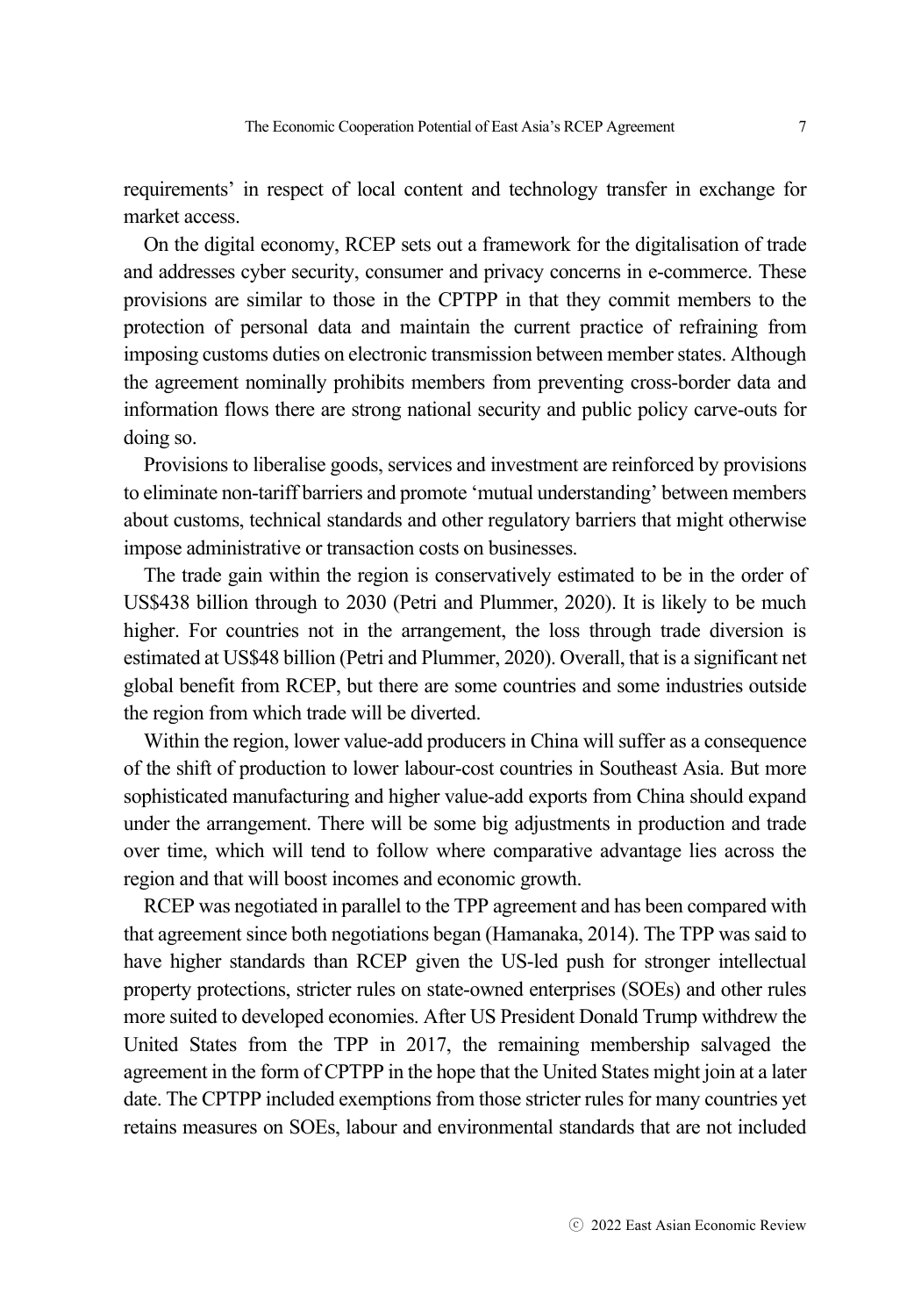requirements' in respect of local content and technology transfer in exchange for market access.

On the digital economy, RCEP sets out a framework for the digitalisation of trade and addresses cyber security, consumer and privacy concerns in e-commerce. These provisions are similar to those in the CPTPP in that they commit members to the protection of personal data and maintain the current practice of refraining from imposing customs duties on electronic transmission between member states. Although the agreement nominally prohibits members from preventing cross-border data and information flows there are strong national security and public policy carve-outs for doing so.

Provisions to liberalise goods, services and investment are reinforced by provisions to eliminate non-tariff barriers and promote 'mutual understanding' between members about customs, technical standards and other regulatory barriers that might otherwise impose administrative or transaction costs on businesses.

The trade gain within the region is conservatively estimated to be in the order of US$438 billion through to 2030 (Petri and Plummer, 2020). It is likely to be much higher. For countries not in the arrangement, the loss through trade diversion is estimated at US$48 billion (Petri and Plummer, 2020). Overall, that is a significant net global benefit from RCEP, but there are some countries and some industries outside the region from which trade will be diverted.

Within the region, lower value-add producers in China will suffer as a consequence of the shift of production to lower labour-cost countries in Southeast Asia. But more sophisticated manufacturing and higher value-add exports from China should expand under the arrangement. There will be some big adjustments in production and trade over time, which will tend to follow where comparative advantage lies across the region and that will boost incomes and economic growth.

RCEP was negotiated in parallel to the TPP agreement and has been compared with that agreement since both negotiations began (Hamanaka, 2014). The TPP was said to have higher standards than RCEP given the US-led push for stronger intellectual property protections, stricter rules on state-owned enterprises (SOEs) and other rules more suited to developed economies. After US President Donald Trump withdrew the United States from the TPP in 2017, the remaining membership salvaged the agreement in the form of CPTPP in the hope that the United States might join at a later date. The CPTPP included exemptions from those stricter rules for many countries yet retains measures on SOEs, labour and environmental standards that are not included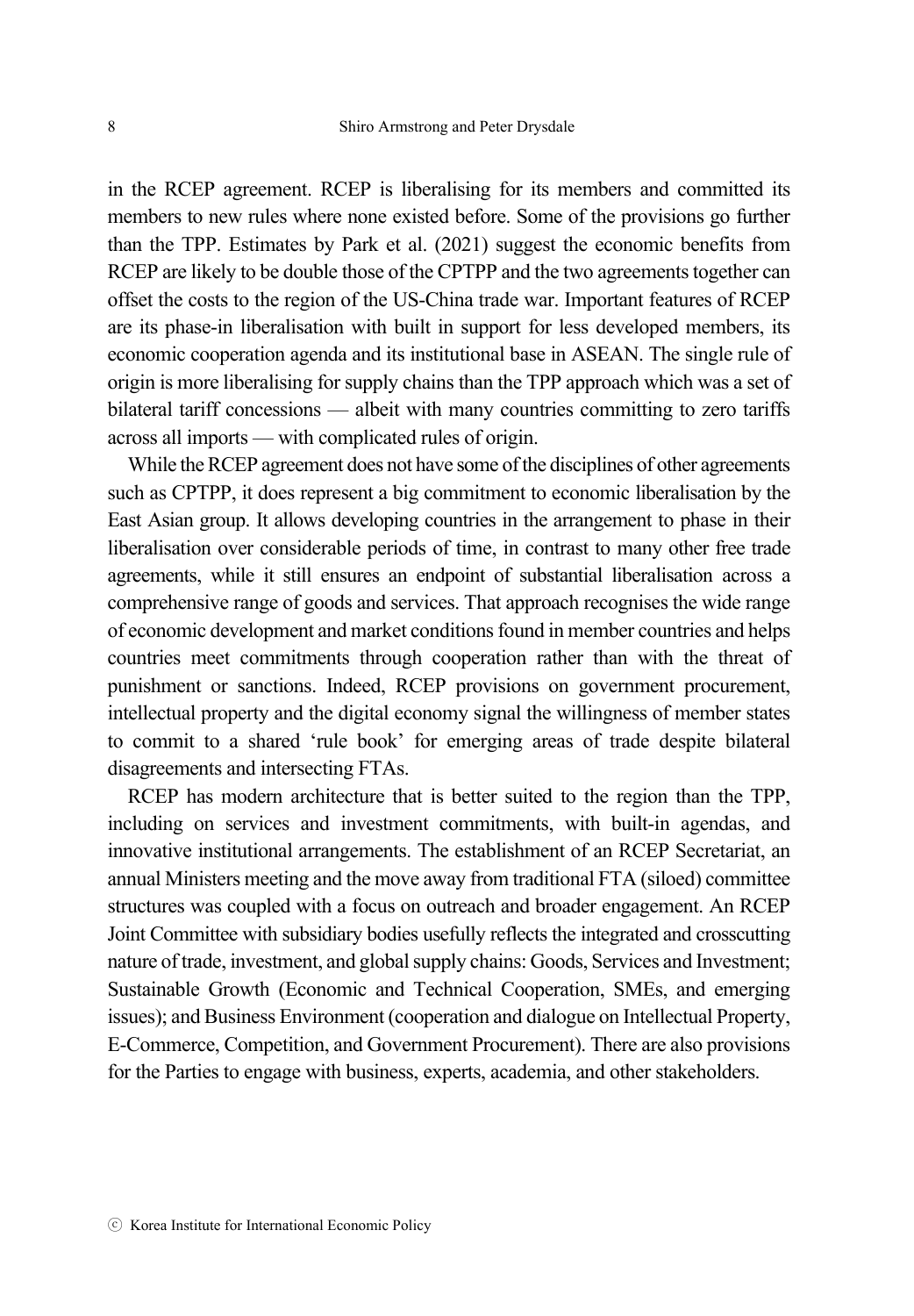in the RCEP agreement. RCEP is liberalising for its members and committed its members to new rules where none existed before. Some of the provisions go further than the TPP. Estimates by Park et al. (2021) suggest the economic benefits from RCEP are likely to be double those of the CPTPP and the two agreements together can offset the costs to the region of the US-China trade war. Important features of RCEP are its phase-in liberalisation with built in support for less developed members, its economic cooperation agenda and its institutional base in ASEAN. The single rule of origin is more liberalising for supply chains than the TPP approach which was a set of bilateral tariff concessions — albeit with many countries committing to zero tariffs across all imports — with complicated rules of origin.

While the RCEP agreement does not have some of the disciplines of other agreements such as CPTPP, it does represent a big commitment to economic liberalisation by the East Asian group. It allows developing countries in the arrangement to phase in their liberalisation over considerable periods of time, in contrast to many other free trade agreements, while it still ensures an endpoint of substantial liberalisation across a comprehensive range of goods and services. That approach recognises the wide range of economic development and market conditions found in member countries and helps countries meet commitments through cooperation rather than with the threat of punishment or sanctions. Indeed, RCEP provisions on government procurement, intellectual property and the digital economy signal the willingness of member states to commit to a shared 'rule book' for emerging areas of trade despite bilateral disagreements and intersecting FTAs.

RCEP has modern architecture that is better suited to the region than the TPP, including on services and investment commitments, with built-in agendas, and innovative institutional arrangements. The establishment of an RCEP Secretariat, an annual Ministers meeting and the move away from traditional FTA (siloed) committee structures was coupled with a focus on outreach and broader engagement. An RCEP Joint Committee with subsidiary bodies usefully reflects the integrated and crosscutting nature of trade, investment, and global supply chains: Goods, Services and Investment; Sustainable Growth (Economic and Technical Cooperation, SMEs, and emerging issues); and Business Environment (cooperation and dialogue on Intellectual Property, E-Commerce, Competition, and Government Procurement). There are also provisions for the Parties to engage with business, experts, academia, and other stakeholders.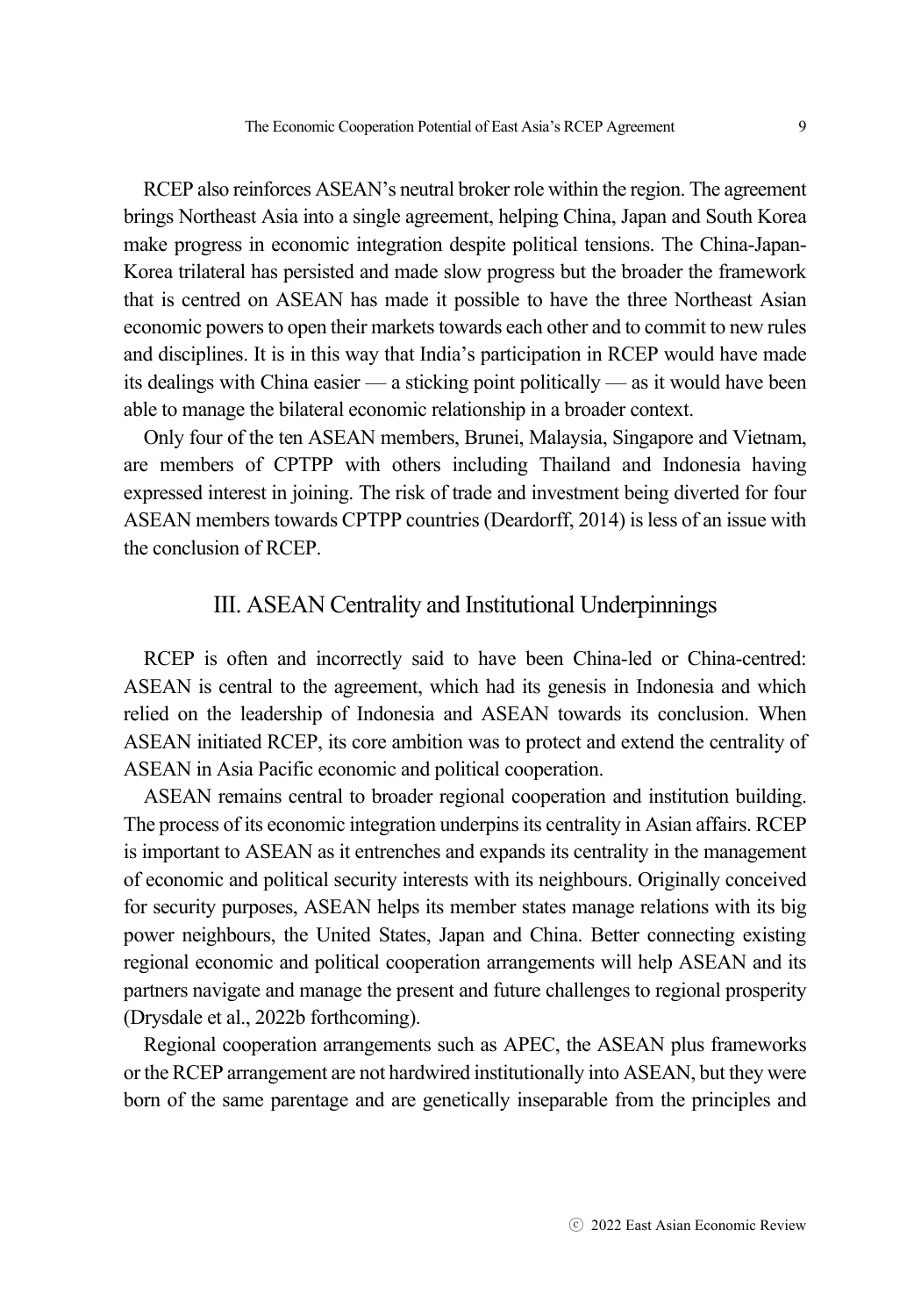RCEP also reinforces ASEAN's neutral broker role within the region. The agreement brings Northeast Asia into a single agreement, helping China, Japan and South Korea make progress in economic integration despite political tensions. The China-Japan-Korea trilateral has persisted and made slow progress but the broader the framework that is centred on ASEAN has made it possible to have the three Northeast Asian economic powers to open their markets towards each other and to commit to new rules and disciplines. It is in this way that India's participation in RCEP would have made its dealings with China easier — a sticking point politically — as it would have been able to manage the bilateral economic relationship in a broader context.

Only four of the ten ASEAN members, Brunei, Malaysia, Singapore and Vietnam, are members of CPTPP with others including Thailand and Indonesia having expressed interest in joining. The risk of trade and investment being diverted for four ASEAN members towards CPTPP countries (Deardorff, 2014) is less of an issue with the conclusion of RCEP.

## III. ASEAN Centrality and Institutional Underpinnings

RCEP is often and incorrectly said to have been China-led or China-centred: ASEAN is central to the agreement, which had its genesis in Indonesia and which relied on the leadership of Indonesia and ASEAN towards its conclusion. When ASEAN initiated RCEP, its core ambition was to protect and extend the centrality of ASEAN in Asia Pacific economic and political cooperation.

ASEAN remains central to broader regional cooperation and institution building. The process of its economic integration underpins its centrality in Asian affairs. RCEP is important to ASEAN as it entrenches and expands its centrality in the management of economic and political security interests with its neighbours. Originally conceived for security purposes, ASEAN helps its member states manage relations with its big power neighbours, the United States, Japan and China. Better connecting existing regional economic and political cooperation arrangements will help ASEAN and its partners navigate and manage the present and future challenges to regional prosperity (Drysdale et al., 2022b forthcoming).

Regional cooperation arrangements such as APEC, the ASEAN plus frameworks or the RCEP arrangement are not hardwired institutionally into ASEAN, but they were born of the same parentage and are genetically inseparable from the principles and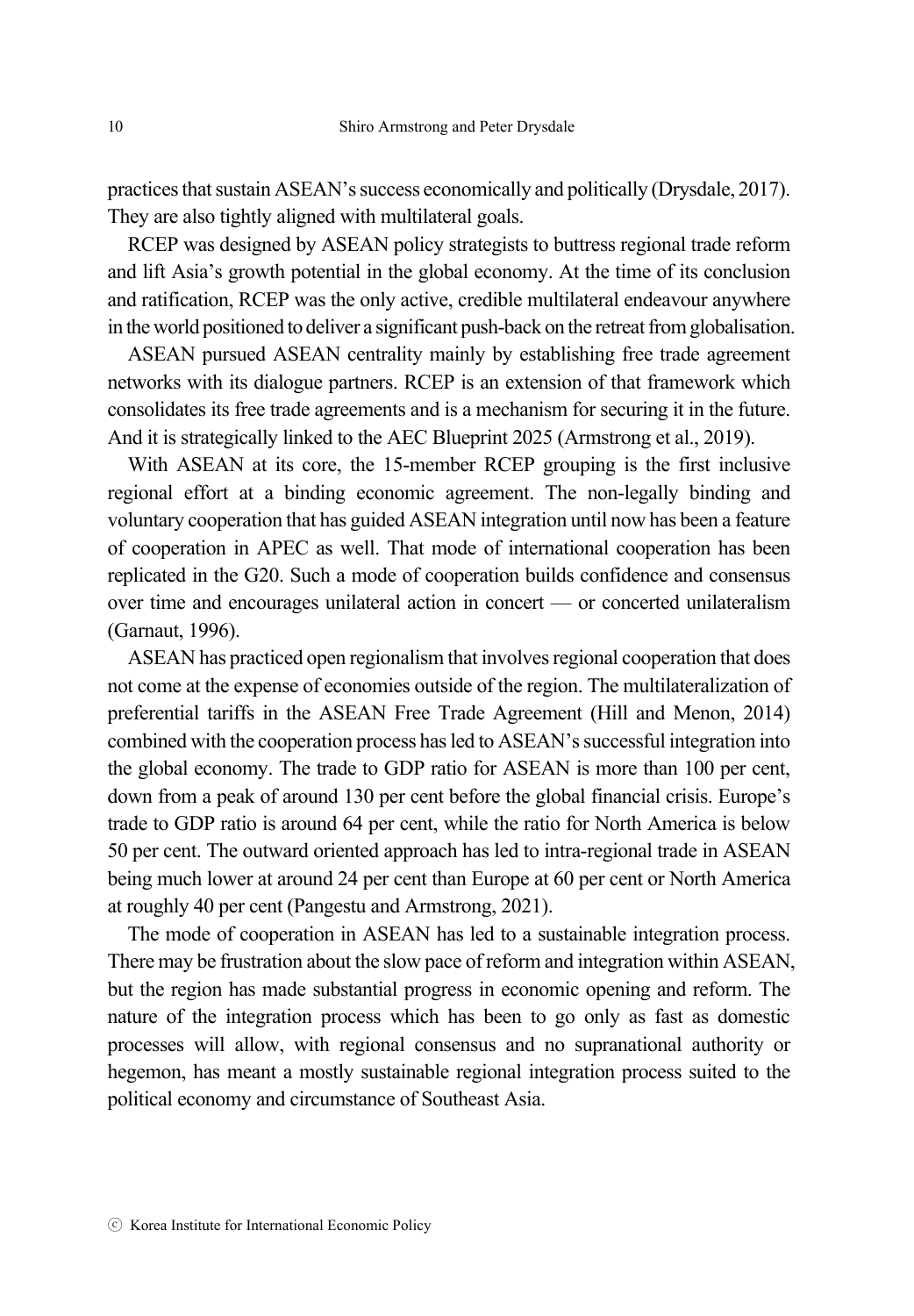practices that sustain ASEAN's success economically and politically (Drysdale, 2017). They are also tightly aligned with multilateral goals.

RCEP was designed by ASEAN policy strategists to buttress regional trade reform and lift Asia's growth potential in the global economy. At the time of its conclusion and ratification, RCEP was the only active, credible multilateral endeavour anywhere in the world positioned to deliver a significant push-back on the retreat from globalisation.

ASEAN pursued ASEAN centrality mainly by establishing free trade agreement networks with its dialogue partners. RCEP is an extension of that framework which consolidates its free trade agreements and is a mechanism for securing it in the future. And it is strategically linked to the AEC Blueprint 2025 (Armstrong et al., 2019).

With ASEAN at its core, the 15-member RCEP grouping is the first inclusive regional effort at a binding economic agreement. The non-legally binding and voluntary cooperation that has guided ASEAN integration until now has been a feature of cooperation in APEC as well. That mode of international cooperation has been replicated in the G20. Such a mode of cooperation builds confidence and consensus over time and encourages unilateral action in concert — or concerted unilateralism (Garnaut, 1996).

ASEAN has practiced open regionalism that involves regional cooperation that does not come at the expense of economies outside of the region. The multilateralization of preferential tariffs in the ASEAN Free Trade Agreement (Hill and Menon, 2014) combined with the cooperation process has led to ASEAN's successful integration into the global economy. The trade to GDP ratio for ASEAN is more than 100 per cent, down from a peak of around 130 per cent before the global financial crisis. Europe's trade to GDP ratio is around 64 per cent, while the ratio for North America is below 50 per cent. The outward oriented approach has led to intra-regional trade in ASEAN being much lower at around 24 per cent than Europe at 60 per cent or North America at roughly 40 per cent (Pangestu and Armstrong, 2021).

The mode of cooperation in ASEAN has led to a sustainable integration process. There may be frustration about the slow pace of reform and integration within ASEAN, but the region has made substantial progress in economic opening and reform. The nature of the integration process which has been to go only as fast as domestic processes will allow, with regional consensus and no supranational authority or hegemon, has meant a mostly sustainable regional integration process suited to the political economy and circumstance of Southeast Asia.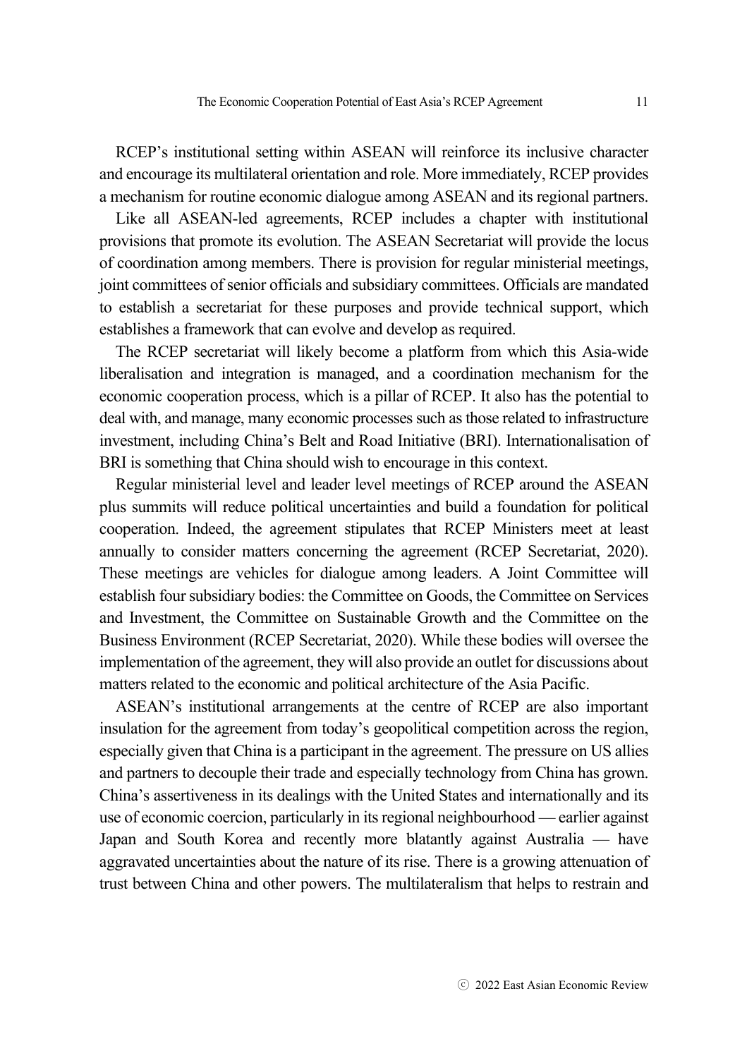RCEP's institutional setting within ASEAN will reinforce its inclusive character and encourage its multilateral orientation and role. More immediately, RCEP provides a mechanism for routine economic dialogue among ASEAN and its regional partners.

Like all ASEAN-led agreements, RCEP includes a chapter with institutional provisions that promote its evolution. The ASEAN Secretariat will provide the locus of coordination among members. There is provision for regular ministerial meetings, joint committees of senior officials and subsidiary committees. Officials are mandated to establish a secretariat for these purposes and provide technical support, which establishes a framework that can evolve and develop as required.

The RCEP secretariat will likely become a platform from which this Asia-wide liberalisation and integration is managed, and a coordination mechanism for the economic cooperation process, which is a pillar of RCEP. It also has the potential to deal with, and manage, many economic processes such as those related to infrastructure investment, including China's Belt and Road Initiative (BRI). Internationalisation of BRI is something that China should wish to encourage in this context.

Regular ministerial level and leader level meetings of RCEP around the ASEAN plus summits will reduce political uncertainties and build a foundation for political cooperation. Indeed, the agreement stipulates that RCEP Ministers meet at least annually to consider matters concerning the agreement (RCEP Secretariat, 2020). These meetings are vehicles for dialogue among leaders. A Joint Committee will establish four subsidiary bodies: the Committee on Goods, the Committee on Services and Investment, the Committee on Sustainable Growth and the Committee on the Business Environment (RCEP Secretariat, 2020). While these bodies will oversee the implementation of the agreement, they will also provide an outlet for discussions about matters related to the economic and political architecture of the Asia Pacific.

ASEAN's institutional arrangements at the centre of RCEP are also important insulation for the agreement from today's geopolitical competition across the region, especially given that China is a participant in the agreement. The pressure on US allies and partners to decouple their trade and especially technology from China has grown. China's assertiveness in its dealings with the United States and internationally and its use of economic coercion, particularly in its regional neighbourhood — earlier against Japan and South Korea and recently more blatantly against Australia — have aggravated uncertainties about the nature of its rise. There is a growing attenuation of trust between China and other powers. The multilateralism that helps to restrain and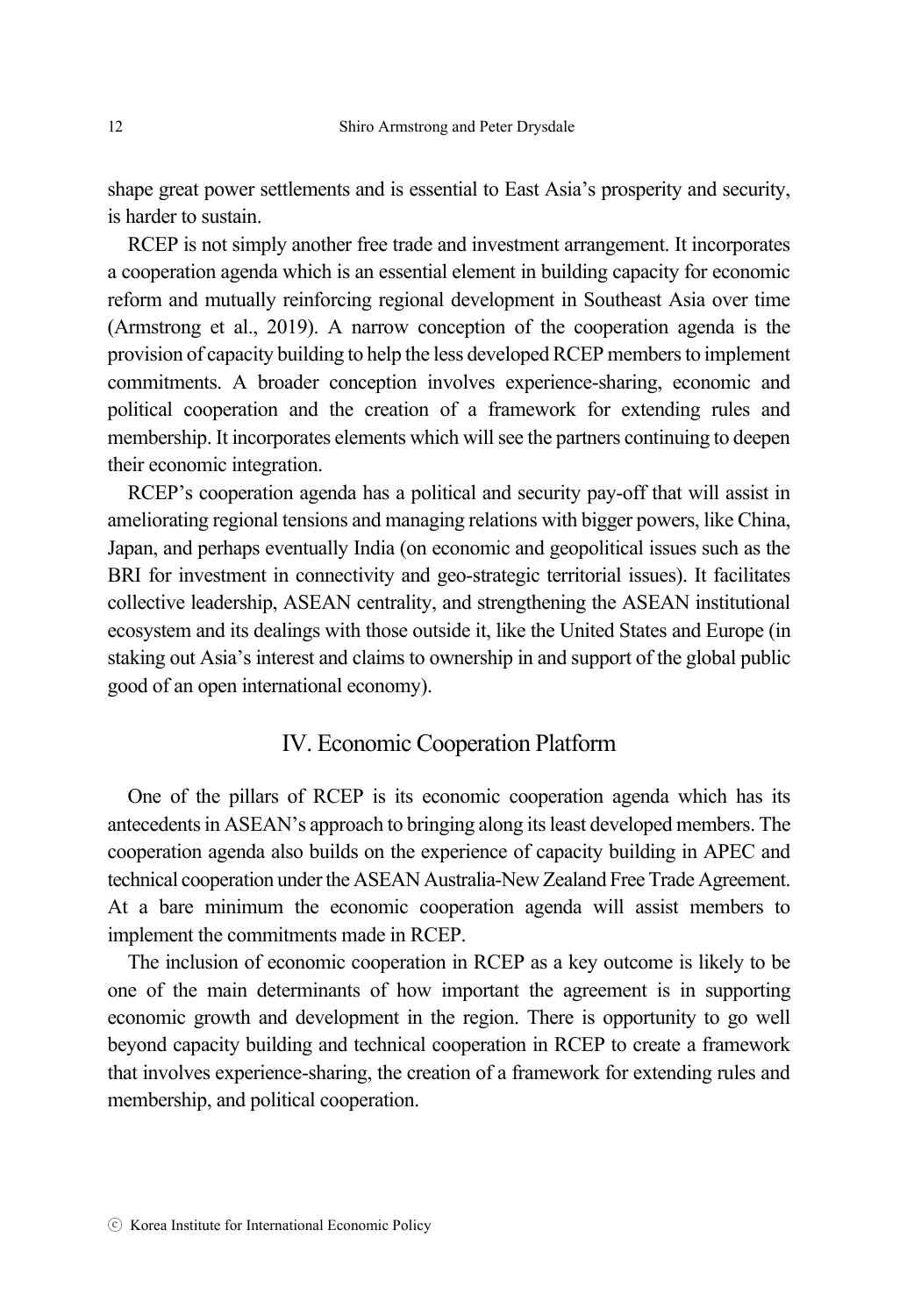shape great power settlements and is essential to East Asia's prosperity and security, is harder to sustain.

RCEP is not simply another free trade and investment arrangement. It incorporates a cooperation agenda which is an essential element in building capacity for economic reform and mutually reinforcing regional development in Southeast Asia over time (Armstrong et al., 2019). A narrow conception of the cooperation agenda is the provision of capacity building to help the less developed RCEP members to implement commitments. A broader conception involves experience-sharing, economic and political cooperation and the creation of a framework for extending rules and membership. It incorporates elements which will see the partners continuing to deepen their economic integration.

RCEP's cooperation agenda has a political and security pay-off that will assist in ameliorating regional tensions and managing relations with bigger powers, like China, Japan, and perhaps eventually India (on economic and geopolitical issues such as the BRI for investment in connectivity and geo-strategic territorial issues). It facilitates collective leadership, ASEAN centrality, and strengthening the ASEAN institutional ecosystem and its dealings with those outside it, like the United States and Europe (in staking out Asia's interest and claims to ownership in and support of the global public good of an open international economy).

## IV. Economic Cooperation Platform

One of the pillars of RCEP is its economic cooperation agenda which has its antecedents in ASEAN's approach to bringing along its least developed members. The cooperation agenda also builds on the experience of capacity building in APEC and technical cooperation under the ASEAN Australia-New Zealand Free Trade Agreement. At a bare minimum the economic cooperation agenda will assist members to implement the commitments made in RCEP.

The inclusion of economic cooperation in RCEP as a key outcome is likely to be one of the main determinants of how important the agreement is in supporting economic growth and development in the region. There is opportunity to go well beyond capacity building and technical cooperation in RCEP to create a framework that involves experience-sharing, the creation of a framework for extending rules and membership, and political cooperation.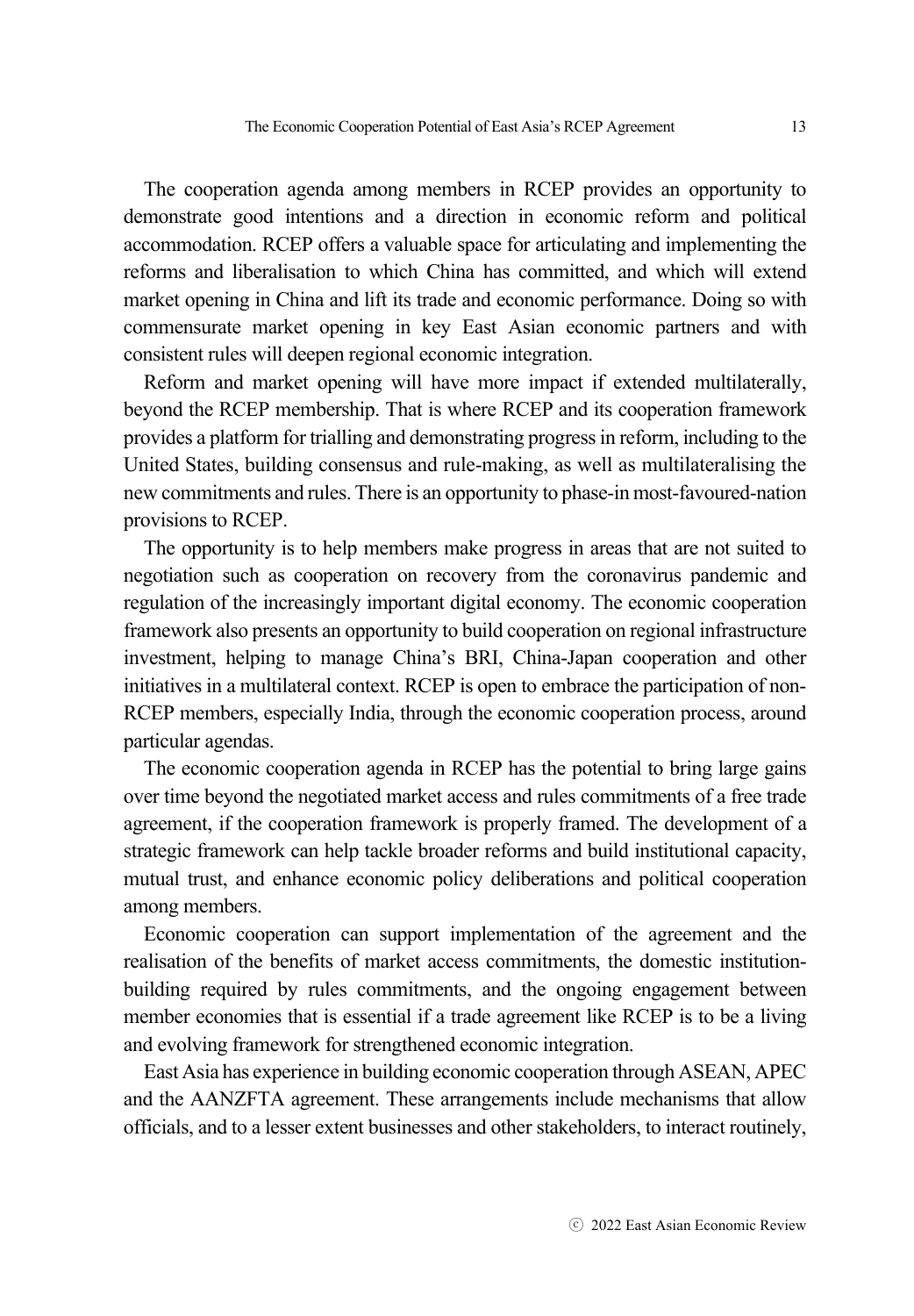The cooperation agenda among members in RCEP provides an opportunity to demonstrate good intentions and a direction in economic reform and political accommodation. RCEP offers a valuable space for articulating and implementing the reforms and liberalisation to which China has committed, and which will extend market opening in China and lift its trade and economic performance. Doing so with commensurate market opening in key East Asian economic partners and with consistent rules will deepen regional economic integration.

Reform and market opening will have more impact if extended multilaterally, beyond the RCEP membership. That is where RCEP and its cooperation framework provides a platform for trialling and demonstrating progress in reform, including to the United States, building consensus and rule-making, as well as multilateralising the new commitments and rules. There is an opportunity to phase-in most-favoured-nation provisions to RCEP.

The opportunity is to help members make progress in areas that are not suited to negotiation such as cooperation on recovery from the coronavirus pandemic and regulation of the increasingly important digital economy. The economic cooperation framework also presents an opportunity to build cooperation on regional infrastructure investment, helping to manage China's BRI, China-Japan cooperation and other initiatives in a multilateral context. RCEP is open to embrace the participation of non-RCEP members, especially India, through the economic cooperation process, around particular agendas.

The economic cooperation agenda in RCEP has the potential to bring large gains over time beyond the negotiated market access and rules commitments of a free trade agreement, if the cooperation framework is properly framed. The development of a strategic framework can help tackle broader reforms and build institutional capacity, mutual trust, and enhance economic policy deliberations and political cooperation among members.

Economic cooperation can support implementation of the agreement and the realisation of the benefits of market access commitments, the domestic institution-building required by rules commitments, and the ongoing engagement between member economies that is essential if a trade agreement like RCEP is to be a living and evolving framework for strengthened economic integration.

East Asia has experience in building economic cooperation through ASEAN, APEC and the AANZFTA agreement. These arrangements include mechanisms that allow officials, and to a lesser extent businesses and other stakeholders, to interact routinely,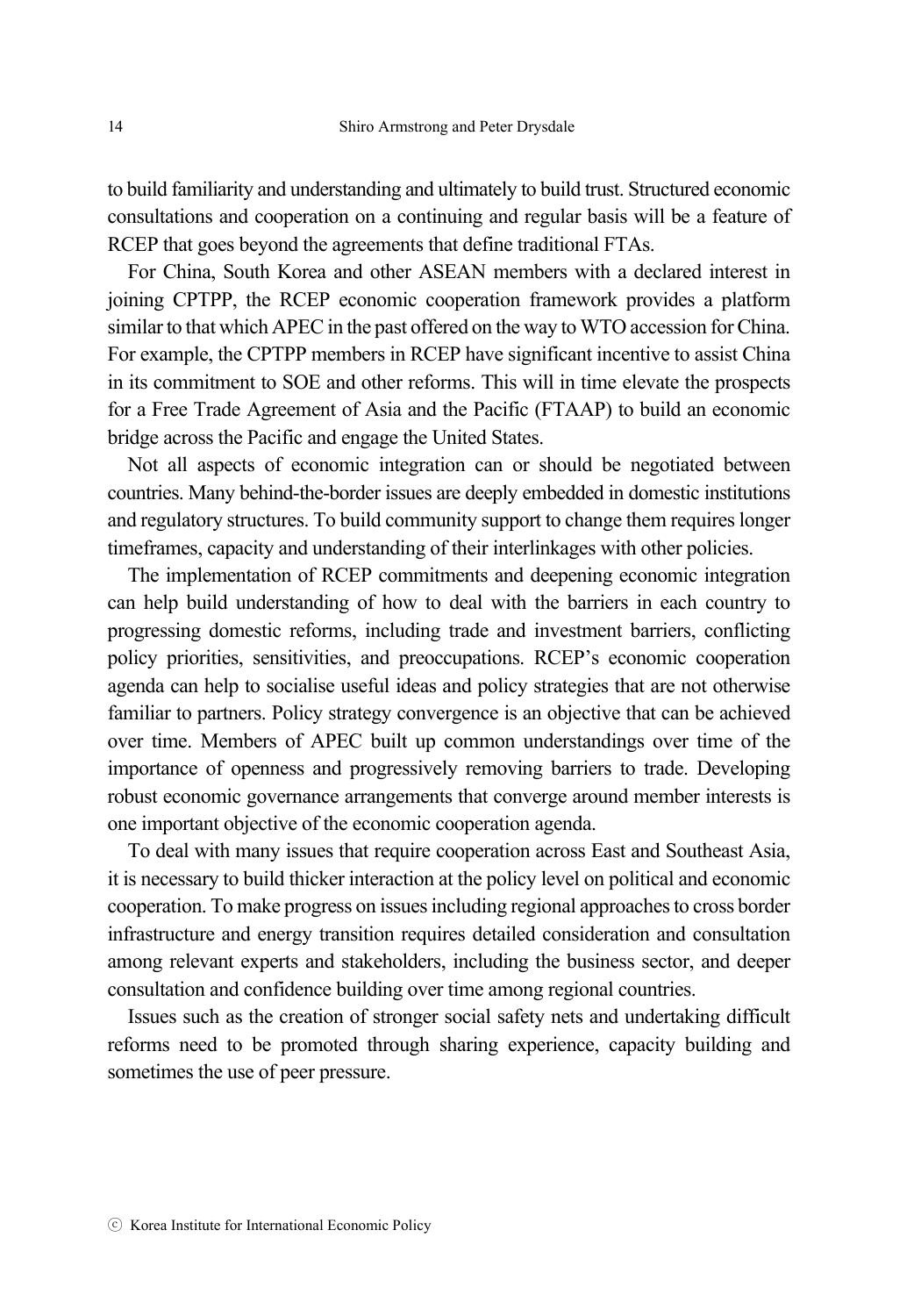to build familiarity and understanding and ultimately to build trust. Structured economic consultations and cooperation on a continuing and regular basis will be a feature of RCEP that goes beyond the agreements that define traditional FTAs.

For China, South Korea and other ASEAN members with a declared interest in joining CPTPP, the RCEP economic cooperation framework provides a platform similar to that which APEC in the past offered on the way to WTO accession for China. For example, the CPTPP members in RCEP have significant incentive to assist China in its commitment to SOE and other reforms. This will in time elevate the prospects for a Free Trade Agreement of Asia and the Pacific (FTAAP) to build an economic bridge across the Pacific and engage the United States.

Not all aspects of economic integration can or should be negotiated between countries. Many behind-the-border issues are deeply embedded in domestic institutions and regulatory structures. To build community support to change them requires longer timeframes, capacity and understanding of their interlinkages with other policies.

The implementation of RCEP commitments and deepening economic integration can help build understanding of how to deal with the barriers in each country to progressing domestic reforms, including trade and investment barriers, conflicting policy priorities, sensitivities, and preoccupations. RCEP's economic cooperation agenda can help to socialise useful ideas and policy strategies that are not otherwise familiar to partners. Policy strategy convergence is an objective that can be achieved over time. Members of APEC built up common understandings over time of the importance of openness and progressively removing barriers to trade. Developing robust economic governance arrangements that converge around member interests is one important objective of the economic cooperation agenda.

To deal with many issues that require cooperation across East and Southeast Asia, it is necessary to build thicker interaction at the policy level on political and economic cooperation. To make progress on issues including regional approaches to cross border infrastructure and energy transition requires detailed consideration and consultation among relevant experts and stakeholders, including the business sector, and deeper consultation and confidence building over time among regional countries.

Issues such as the creation of stronger social safety nets and undertaking difficult reforms need to be promoted through sharing experience, capacity building and sometimes the use of peer pressure.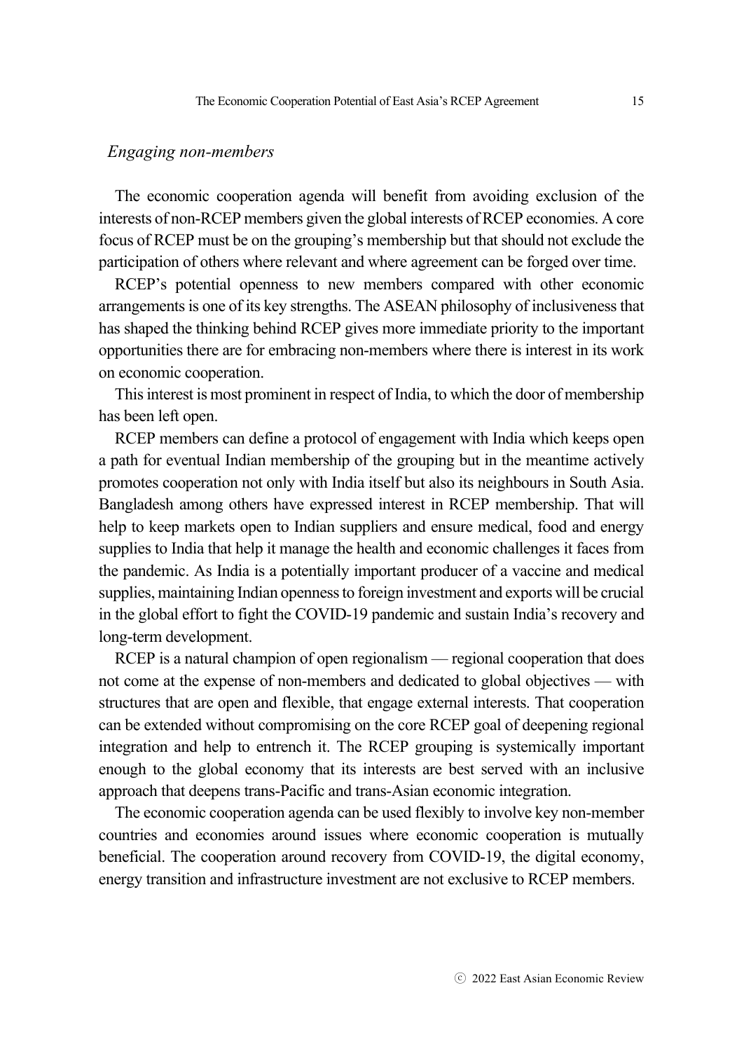*Engaging non-members*

The economic cooperation agenda will benefit from avoiding exclusion of the interests of non-RCEP members given the global interests of RCEP economies. A core focus of RCEP must be on the grouping's membership but that should not exclude the participation of others where relevant and where agreement can be forged over time.

RCEP's potential openness to new members compared with other economic arrangements is one of its key strengths. The ASEAN philosophy of inclusiveness that has shaped the thinking behind RCEP gives more immediate priority to the important opportunities there are for embracing non-members where there is interest in its work on economic cooperation.

This interest is most prominent in respect of India, to which the door of membership has been left open.

RCEP members can define a protocol of engagement with India which keeps open a path for eventual Indian membership of the grouping but in the meantime actively promotes cooperation not only with India itself but also its neighbours in South Asia. Bangladesh among others have expressed interest in RCEP membership. That will help to keep markets open to Indian suppliers and ensure medical, food and energy supplies to India that help it manage the health and economic challenges it faces from the pandemic. As India is a potentially important producer of a vaccine and medical supplies, maintaining Indian openness to foreign investment and exports will be crucial in the global effort to fight the COVID-19 pandemic and sustain India's recovery and long-term development.

RCEP is a natural champion of open regionalism — regional cooperation that does not come at the expense of non-members and dedicated to global objectives — with structures that are open and flexible, that engage external interests. That cooperation can be extended without compromising on the core RCEP goal of deepening regional integration and help to entrench it. The RCEP grouping is systemically important enough to the global economy that its interests are best served with an inclusive approach that deepens trans-Pacific and trans-Asian economic integration.

The economic cooperation agenda can be used flexibly to involve key non-member countries and economies around issues where economic cooperation is mutually beneficial. The cooperation around recovery from COVID-19, the digital economy, energy transition and infrastructure investment are not exclusive to RCEP members.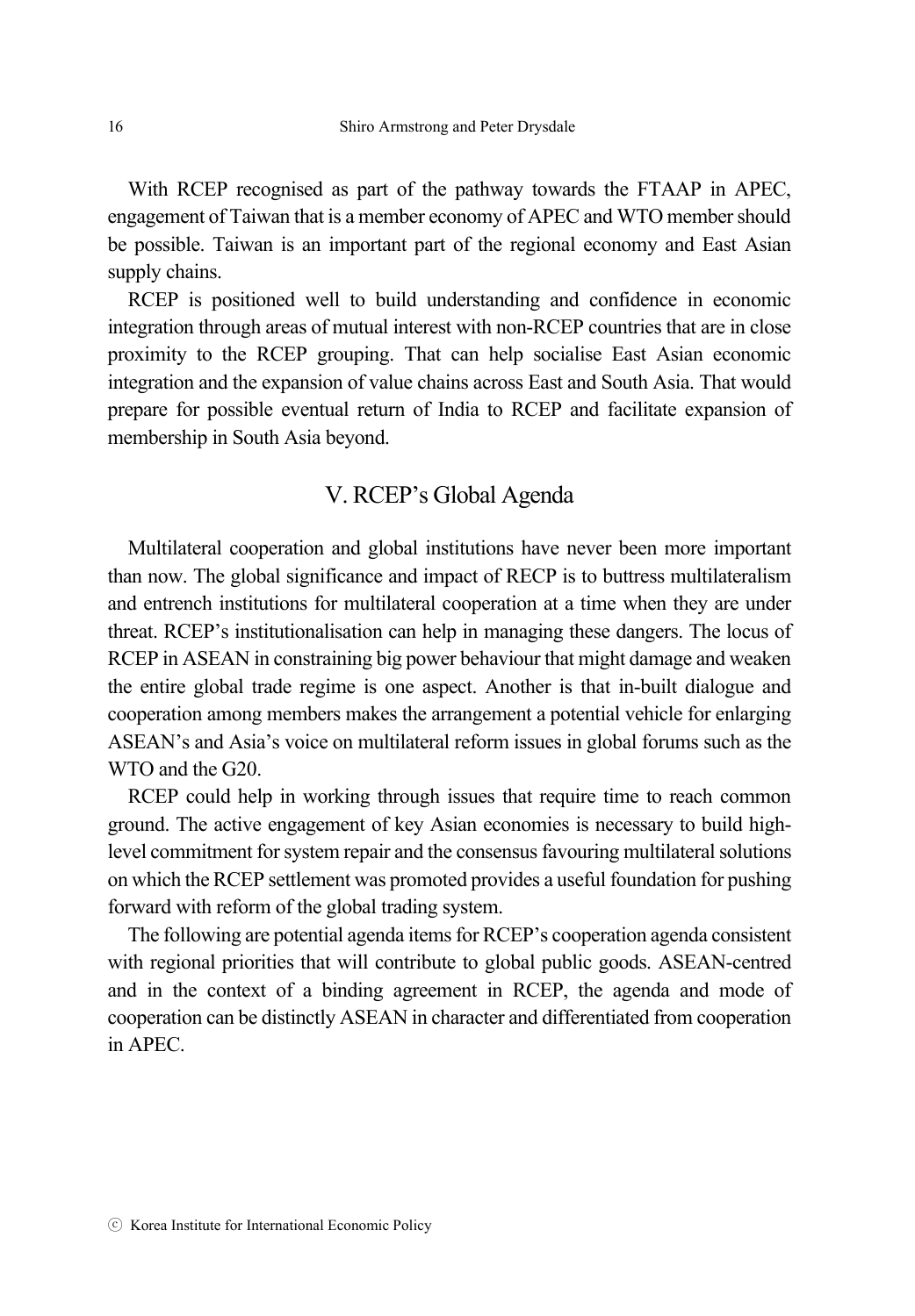With RCEP recognised as part of the pathway towards the FTAAP in APEC, engagement of Taiwan that is a member economy of APEC and WTO member should be possible. Taiwan is an important part of the regional economy and East Asian supply chains.

RCEP is positioned well to build understanding and confidence in economic integration through areas of mutual interest with non-RCEP countries that are in close proximity to the RCEP grouping. That can help socialise East Asian economic integration and the expansion of value chains across East and South Asia. That would prepare for possible eventual return of India to RCEP and facilitate expansion of membership in South Asia beyond.

## V. RCEP's Global Agenda

Multilateral cooperation and global institutions have never been more important than now. The global significance and impact of RECP is to buttress multilateralism and entrench institutions for multilateral cooperation at a time when they are under threat. RCEP's institutionalisation can help in managing these dangers. The locus of RCEP in ASEAN in constraining big power behaviour that might damage and weaken the entire global trade regime is one aspect. Another is that in-built dialogue and cooperation among members makes the arrangement a potential vehicle for enlarging ASEAN's and Asia's voice on multilateral reform issues in global forums such as the WTO and the G20.

RCEP could help in working through issues that require time to reach common ground. The active engagement of key Asian economies is necessary to build high-level commitment for system repair and the consensus favouring multilateral solutions on which the RCEP settlement was promoted provides a useful foundation for pushing forward with reform of the global trading system.

The following are potential agenda items for RCEP's cooperation agenda consistent with regional priorities that will contribute to global public goods. ASEAN-centred and in the context of a binding agreement in RCEP, the agenda and mode of cooperation can be distinctly ASEAN in character and differentiated from cooperation in APEC.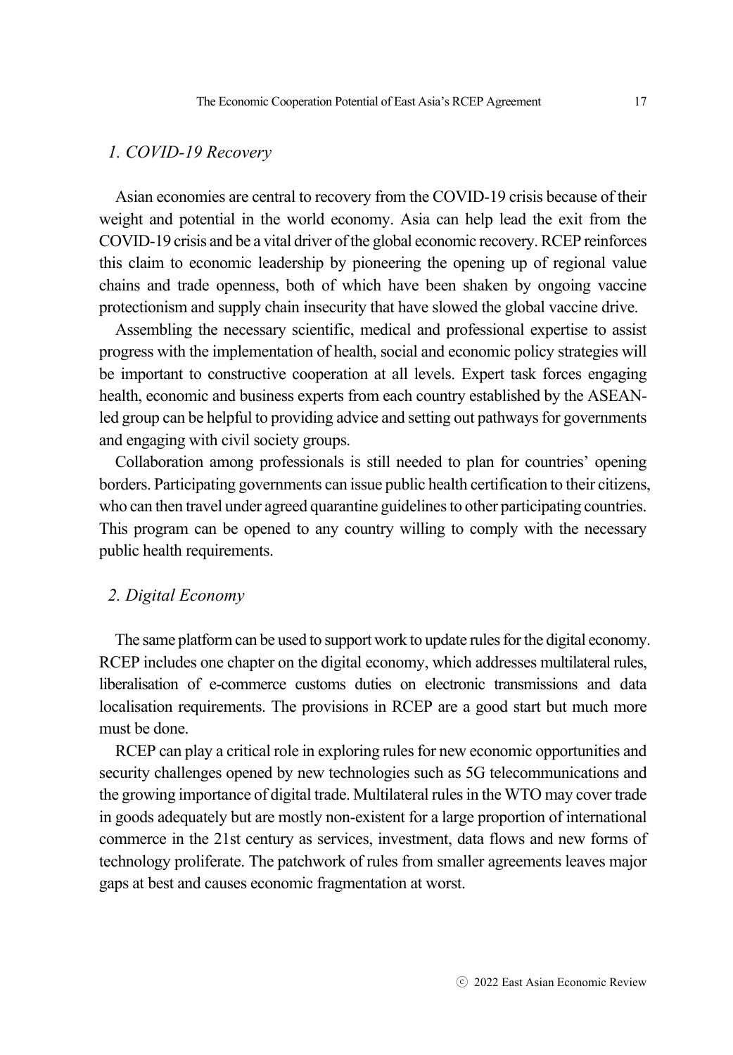### *1. COVID-19 Recovery*

Asian economies are central to recovery from the COVID-19 crisis because of their weight and potential in the world economy. Asia can help lead the exit from the COVID-19 crisis and be a vital driver of the global economic recovery. RCEP reinforces this claim to economic leadership by pioneering the opening up of regional value chains and trade openness, both of which have been shaken by ongoing vaccine protectionism and supply chain insecurity that have slowed the global vaccine drive.

Assembling the necessary scientific, medical and professional expertise to assist progress with the implementation of health, social and economic policy strategies will be important to constructive cooperation at all levels. Expert task forces engaging health, economic and business experts from each country established by the ASEAN-led group can be helpful to providing advice and setting out pathways for governments and engaging with civil society groups.

Collaboration among professionals is still needed to plan for countries' opening borders. Participating governments can issue public health certification to their citizens, who can then travel under agreed quarantine guidelines to other participating countries. This program can be opened to any country willing to comply with the necessary public health requirements.

### *2. Digital Economy*

The same platform can be used to support work to update rules for the digital economy. RCEP includes one chapter on the digital economy, which addresses multilateral rules, liberalisation of e-commerce customs duties on electronic transmissions and data localisation requirements. The provisions in RCEP are a good start but much more must be done.

RCEP can play a critical role in exploring rules for new economic opportunities and security challenges opened by new technologies such as 5G telecommunications and the growing importance of digital trade. Multilateral rules in the WTO may cover trade in goods adequately but are mostly non-existent for a large proportion of international commerce in the 21st century as services, investment, data flows and new forms of technology proliferate. The patchwork of rules from smaller agreements leaves major gaps at best and causes economic fragmentation at worst.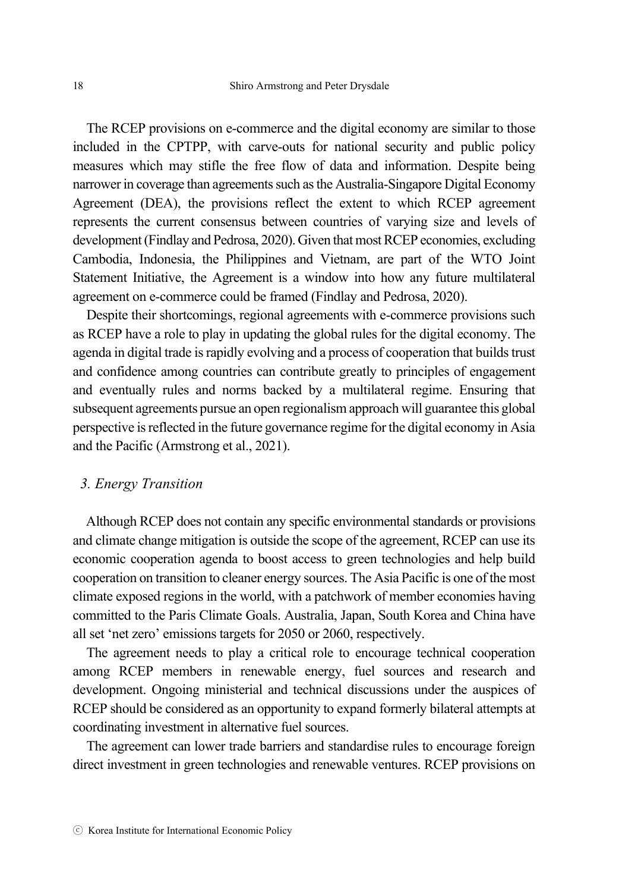The RCEP provisions on e-commerce and the digital economy are similar to those included in the CPTPP, with carve-outs for national security and public policy measures which may stifle the free flow of data and information. Despite being narrower in coverage than agreements such as the Australia-Singapore Digital Economy Agreement (DEA), the provisions reflect the extent to which RCEP agreement represents the current consensus between countries of varying size and levels of development (Findlay and Pedrosa, 2020). Given that most RCEP economies, excluding Cambodia, Indonesia, the Philippines and Vietnam, are part of the WTO Joint Statement Initiative, the Agreement is a window into how any future multilateral agreement on e-commerce could be framed (Findlay and Pedrosa, 2020).

Despite their shortcomings, regional agreements with e-commerce provisions such as RCEP have a role to play in updating the global rules for the digital economy. The agenda in digital trade is rapidly evolving and a process of cooperation that builds trust and confidence among countries can contribute greatly to principles of engagement and eventually rules and norms backed by a multilateral regime. Ensuring that subsequent agreements pursue an open regionalism approach will guarantee this global perspective is reflected in the future governance regime for the digital economy in Asia and the Pacific (Armstrong et al., 2021).

### *3. Energy Transition*

Although RCEP does not contain any specific environmental standards or provisions and climate change mitigation is outside the scope of the agreement, RCEP can use its economic cooperation agenda to boost access to green technologies and help build cooperation on transition to cleaner energy sources. The Asia Pacific is one of the most climate exposed regions in the world, with a patchwork of member economies having committed to the Paris Climate Goals. Australia, Japan, South Korea and China have all set 'net zero' emissions targets for 2050 or 2060, respectively.

The agreement needs to play a critical role to encourage technical cooperation among RCEP members in renewable energy, fuel sources and research and development. Ongoing ministerial and technical discussions under the auspices of RCEP should be considered as an opportunity to expand formerly bilateral attempts at coordinating investment in alternative fuel sources.

The agreement can lower trade barriers and standardise rules to encourage foreign direct investment in green technologies and renewable ventures. RCEP provisions on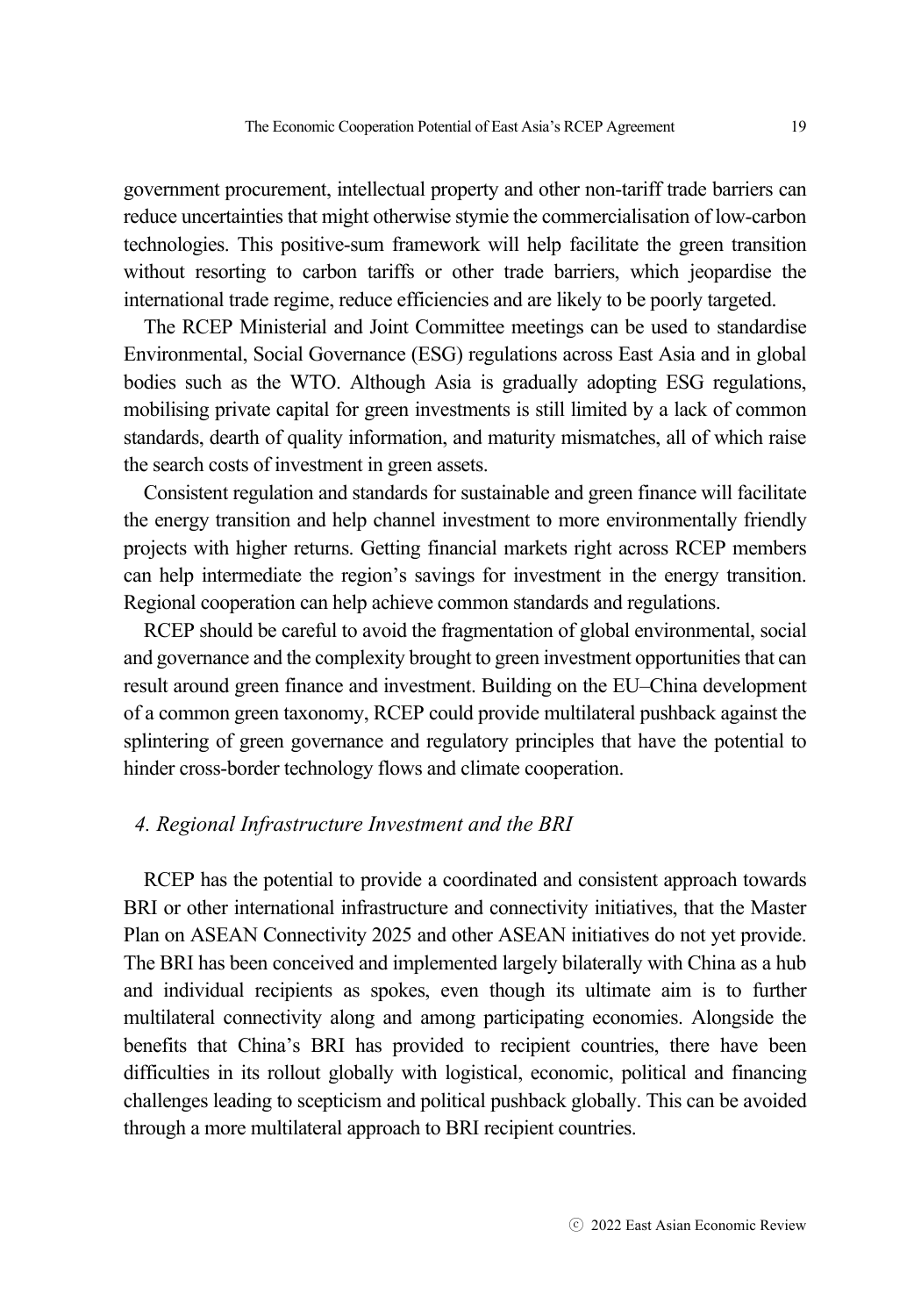government procurement, intellectual property and other non-tariff trade barriers can reduce uncertainties that might otherwise stymie the commercialisation of low-carbon technologies. This positive-sum framework will help facilitate the green transition without resorting to carbon tariffs or other trade barriers, which jeopardise the international trade regime, reduce efficiencies and are likely to be poorly targeted.

The RCEP Ministerial and Joint Committee meetings can be used to standardise Environmental, Social Governance (ESG) regulations across East Asia and in global bodies such as the WTO. Although Asia is gradually adopting ESG regulations, mobilising private capital for green investments is still limited by a lack of common standards, dearth of quality information, and maturity mismatches, all of which raise the search costs of investment in green assets.

Consistent regulation and standards for sustainable and green finance will facilitate the energy transition and help channel investment to more environmentally friendly projects with higher returns. Getting financial markets right across RCEP members can help intermediate the region's savings for investment in the energy transition. Regional cooperation can help achieve common standards and regulations.

RCEP should be careful to avoid the fragmentation of global environmental, social and governance and the complexity brought to green investment opportunities that can result around green finance and investment. Building on the EU–China development of a common green taxonomy, RCEP could provide multilateral pushback against the splintering of green governance and regulatory principles that have the potential to hinder cross-border technology flows and climate cooperation.

### *4. Regional Infrastructure Investment and the BRI*

RCEP has the potential to provide a coordinated and consistent approach towards BRI or other international infrastructure and connectivity initiatives, that the Master Plan on ASEAN Connectivity 2025 and other ASEAN initiatives do not yet provide. The BRI has been conceived and implemented largely bilaterally with China as a hub and individual recipients as spokes, even though its ultimate aim is to further multilateral connectivity along and among participating economies. Alongside the benefits that China's BRI has provided to recipient countries, there have been difficulties in its rollout globally with logistical, economic, political and financing challenges leading to scepticism and political pushback globally. This can be avoided through a more multilateral approach to BRI recipient countries.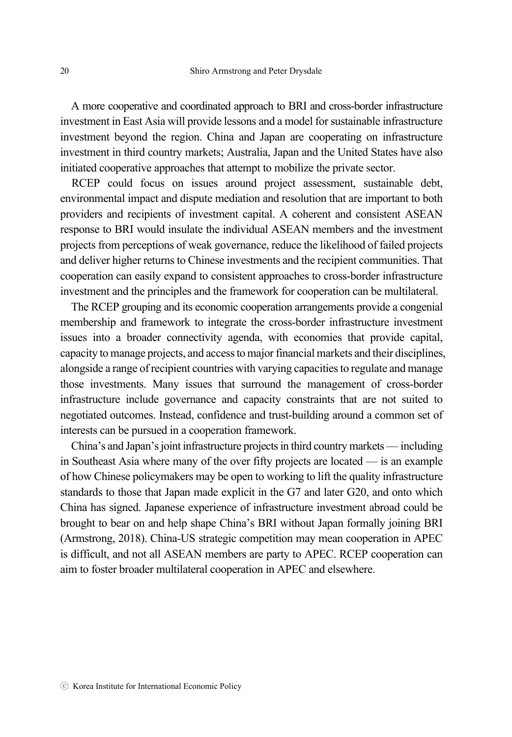A more cooperative and coordinated approach to BRI and cross-border infrastructure investment in East Asia will provide lessons and a model for sustainable infrastructure investment beyond the region. China and Japan are cooperating on infrastructure investment in third country markets; Australia, Japan and the United States have also initiated cooperative approaches that attempt to mobilize the private sector.

RCEP could focus on issues around project assessment, sustainable debt, environmental impact and dispute mediation and resolution that are important to both providers and recipients of investment capital. A coherent and consistent ASEAN response to BRI would insulate the individual ASEAN members and the investment projects from perceptions of weak governance, reduce the likelihood of failed projects and deliver higher returns to Chinese investments and the recipient communities. That cooperation can easily expand to consistent approaches to cross-border infrastructure investment and the principles and the framework for cooperation can be multilateral.

The RCEP grouping and its economic cooperation arrangements provide a congenial membership and framework to integrate the cross-border infrastructure investment issues into a broader connectivity agenda, with economies that provide capital, capacity to manage projects, and access to major financial markets and their disciplines, alongside a range of recipient countries with varying capacities to regulate and manage those investments. Many issues that surround the management of cross-border infrastructure include governance and capacity constraints that are not suited to negotiated outcomes. Instead, confidence and trust-building around a common set of interests can be pursued in a cooperation framework.

China's and Japan's joint infrastructure projects in third country markets — including in Southeast Asia where many of the over fifty projects are located — is an example of how Chinese policymakers may be open to working to lift the quality infrastructure standards to those that Japan made explicit in the G7 and later G20, and onto which China has signed. Japanese experience of infrastructure investment abroad could be brought to bear on and help shape China's BRI without Japan formally joining BRI (Armstrong, 2018). China-US strategic competition may mean cooperation in APEC is difficult, and not all ASEAN members are party to APEC. RCEP cooperation can aim to foster broader multilateral cooperation in APEC and elsewhere.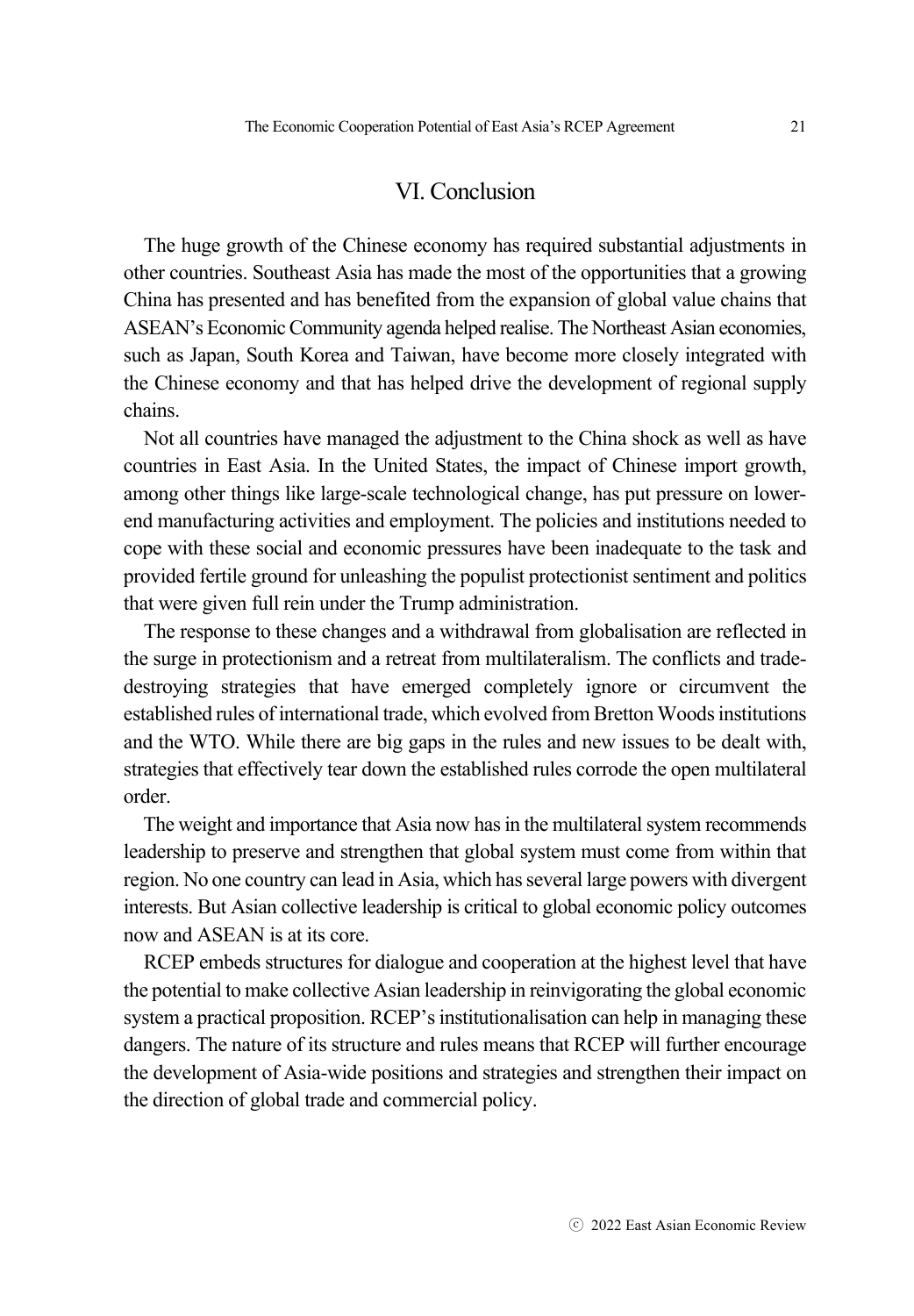## VI. Conclusion

The huge growth of the Chinese economy has required substantial adjustments in other countries. Southeast Asia has made the most of the opportunities that a growing China has presented and has benefited from the expansion of global value chains that ASEAN's Economic Community agenda helped realise. The Northeast Asian economies, such as Japan, South Korea and Taiwan, have become more closely integrated with the Chinese economy and that has helped drive the development of regional supply chains.

Not all countries have managed the adjustment to the China shock as well as have countries in East Asia. In the United States, the impact of Chinese import growth, among other things like large-scale technological change, has put pressure on lower-end manufacturing activities and employment. The policies and institutions needed to cope with these social and economic pressures have been inadequate to the task and provided fertile ground for unleashing the populist protectionist sentiment and politics that were given full rein under the Trump administration.

The response to these changes and a withdrawal from globalisation are reflected in the surge in protectionism and a retreat from multilateralism. The conflicts and trade-destroying strategies that have emerged completely ignore or circumvent the established rules of international trade, which evolved from Bretton Woods institutions and the WTO. While there are big gaps in the rules and new issues to be dealt with, strategies that effectively tear down the established rules corrode the open multilateral order.

The weight and importance that Asia now has in the multilateral system recommends leadership to preserve and strengthen that global system must come from within that region. No one country can lead in Asia, which has several large powers with divergent interests. But Asian collective leadership is critical to global economic policy outcomes now and ASEAN is at its core.

RCEP embeds structures for dialogue and cooperation at the highest level that have the potential to make collective Asian leadership in reinvigorating the global economic system a practical proposition. RCEP's institutionalisation can help in managing these dangers. The nature of its structure and rules means that RCEP will further encourage the development of Asia-wide positions and strategies and strengthen their impact on the direction of global trade and commercial policy.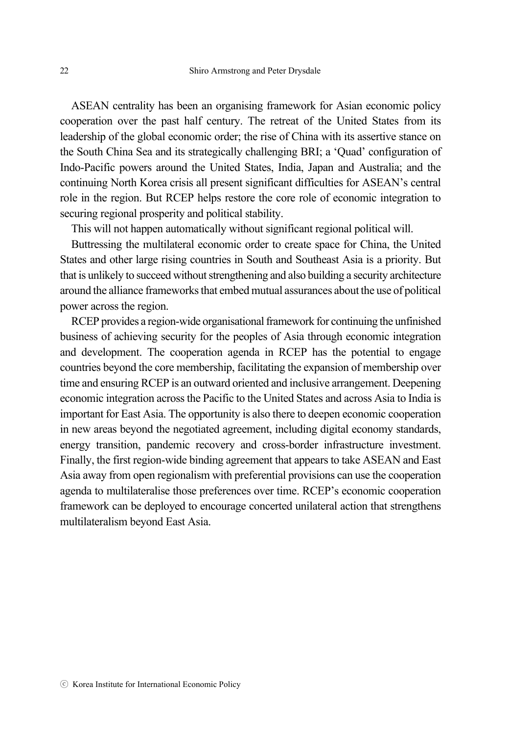ASEAN centrality has been an organising framework for Asian economic policy cooperation over the past half century. The retreat of the United States from its leadership of the global economic order; the rise of China with its assertive stance on the South China Sea and its strategically challenging BRI; a 'Quad' configuration of Indo-Pacific powers around the United States, India, Japan and Australia; and the continuing North Korea crisis all present significant difficulties for ASEAN's central role in the region. But RCEP helps restore the core role of economic integration to securing regional prosperity and political stability.

This will not happen automatically without significant regional political will.

Buttressing the multilateral economic order to create space for China, the United States and other large rising countries in South and Southeast Asia is a priority. But that is unlikely to succeed without strengthening and also building a security architecture around the alliance frameworks that embed mutual assurances about the use of political power across the region.

RCEP provides a region-wide organisational framework for continuing the unfinished business of achieving security for the peoples of Asia through economic integration and development. The cooperation agenda in RCEP has the potential to engage countries beyond the core membership, facilitating the expansion of membership over time and ensuring RCEP is an outward oriented and inclusive arrangement. Deepening economic integration across the Pacific to the United States and across Asia to India is important for East Asia. The opportunity is also there to deepen economic cooperation in new areas beyond the negotiated agreement, including digital economy standards, energy transition, pandemic recovery and cross-border infrastructure investment. Finally, the first region-wide binding agreement that appears to take ASEAN and East Asia away from open regionalism with preferential provisions can use the cooperation agenda to multilateralise those preferences over time. RCEP's economic cooperation framework can be deployed to encourage concerted unilateral action that strengthens multilateralism beyond East Asia.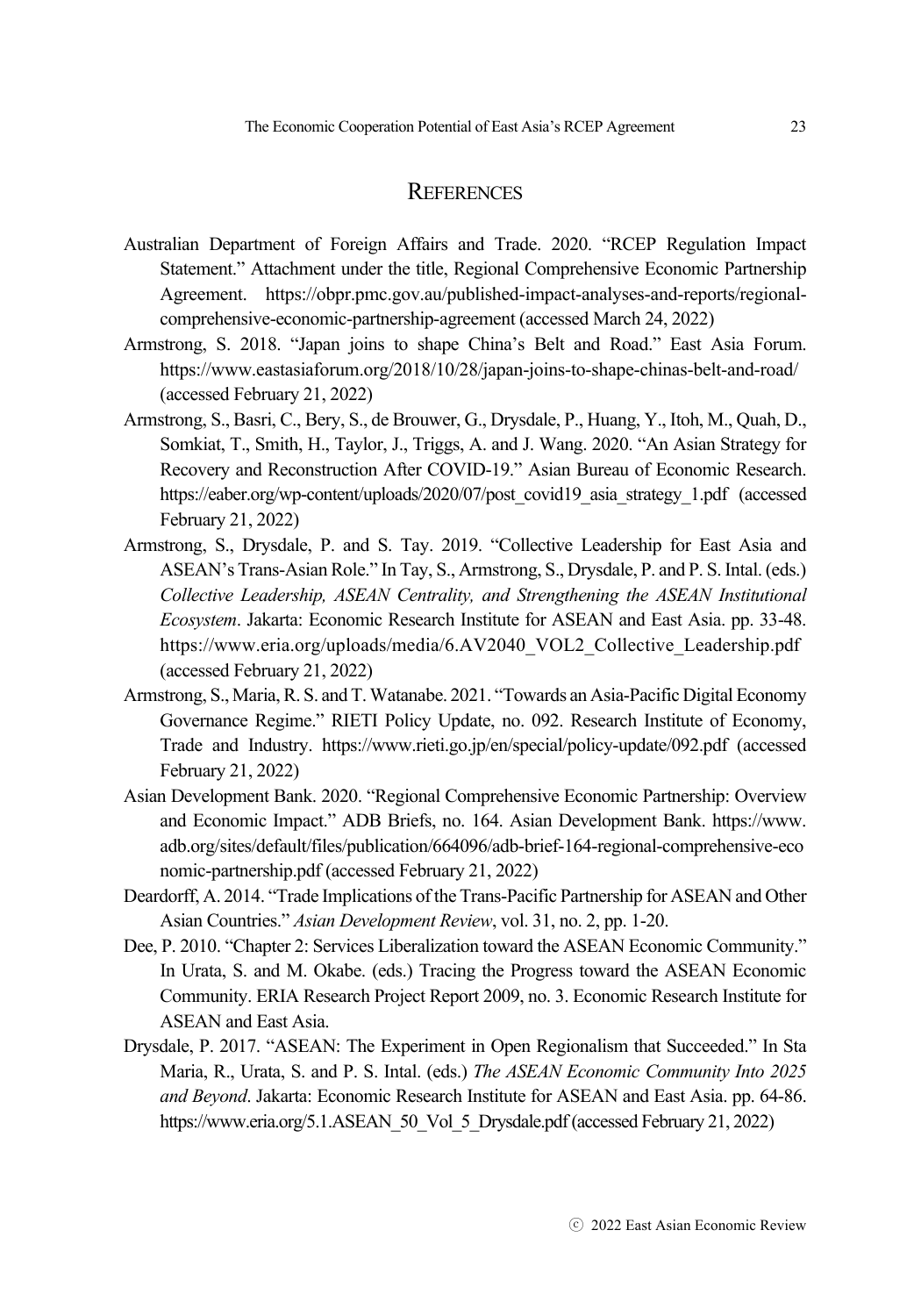## REFERENCES

Australian Department of Foreign Affairs and Trade. 2020. "RCEP Regulation Impact Statement." Attachment under the title, Regional Comprehensive Economic Partnership Agreement. https://obpr.pmc.gov.au/published-impact-analyses-and-reports/regional-comprehensive-economic-partnership-agreement (accessed March 24, 2022)

Armstrong, S. 2018. "Japan joins to shape China's Belt and Road." East Asia Forum. https://www.eastasiaforum.org/2018/10/28/japan-joins-to-shape-chinas-belt-and-road/ (accessed February 21, 2022)

Armstrong, S., Basri, C., Bery, S., de Brouwer, G., Drysdale, P., Huang, Y., Itoh, M., Quah, D., Somkiat, T., Smith, H., Taylor, J., Triggs, A. and J. Wang. 2020. "An Asian Strategy for Recovery and Reconstruction After COVID-19." Asian Bureau of Economic Research. https://eaber.org/wp-content/uploads/2020/07/post_covid19_asia_strategy_1.pdf (accessed February 21, 2022)

Armstrong, S., Drysdale, P. and S. Tay. 2019. "Collective Leadership for East Asia and ASEAN's Trans-Asian Role." In Tay, S., Armstrong, S., Drysdale, P. and P. S. Intal. (eds.) *Collective Leadership, ASEAN Centrality, and Strengthening the ASEAN Institutional Ecosystem*. Jakarta: Economic Research Institute for ASEAN and East Asia. pp. 33-48. https://www.eria.org/uploads/media/6.AV2040_VOL2_Collective_Leadership.pdf (accessed February 21, 2022)

Armstrong, S., Maria, R. S. and T. Watanabe. 2021. "Towards an Asia-Pacific Digital Economy Governance Regime." RIETI Policy Update, no. 092. Research Institute of Economy, Trade and Industry. https://www.rieti.go.jp/en/special/policy-update/092.pdf (accessed February 21, 2022)

Asian Development Bank. 2020. "Regional Comprehensive Economic Partnership: Overview and Economic Impact." ADB Briefs, no. 164. Asian Development Bank. https://www.adb.org/sites/default/files/publication/664096/adb-brief-164-regional-comprehensive-economic-partnership.pdf (accessed February 21, 2022)

Deardorff, A. 2014. "Trade Implications of the Trans-Pacific Partnership for ASEAN and Other Asian Countries." *Asian Development Review*, vol. 31, no. 2, pp. 1-20.

Dee, P. 2010. "Chapter 2: Services Liberalization toward the ASEAN Economic Community." In Urata, S. and M. Okabe. (eds.) Tracing the Progress toward the ASEAN Economic Community. ERIA Research Project Report 2009, no. 3. Economic Research Institute for ASEAN and East Asia.

Drysdale, P. 2017. "ASEAN: The Experiment in Open Regionalism that Succeeded." In Sta Maria, R., Urata, S. and P. S. Intal. (eds.) *The ASEAN Economic Community Into 2025 and Beyond*. Jakarta: Economic Research Institute for ASEAN and East Asia. pp. 64-86. https://www.eria.org/5.1.ASEAN_50_Vol_5_Drysdale.pdf (accessed February 21, 2022)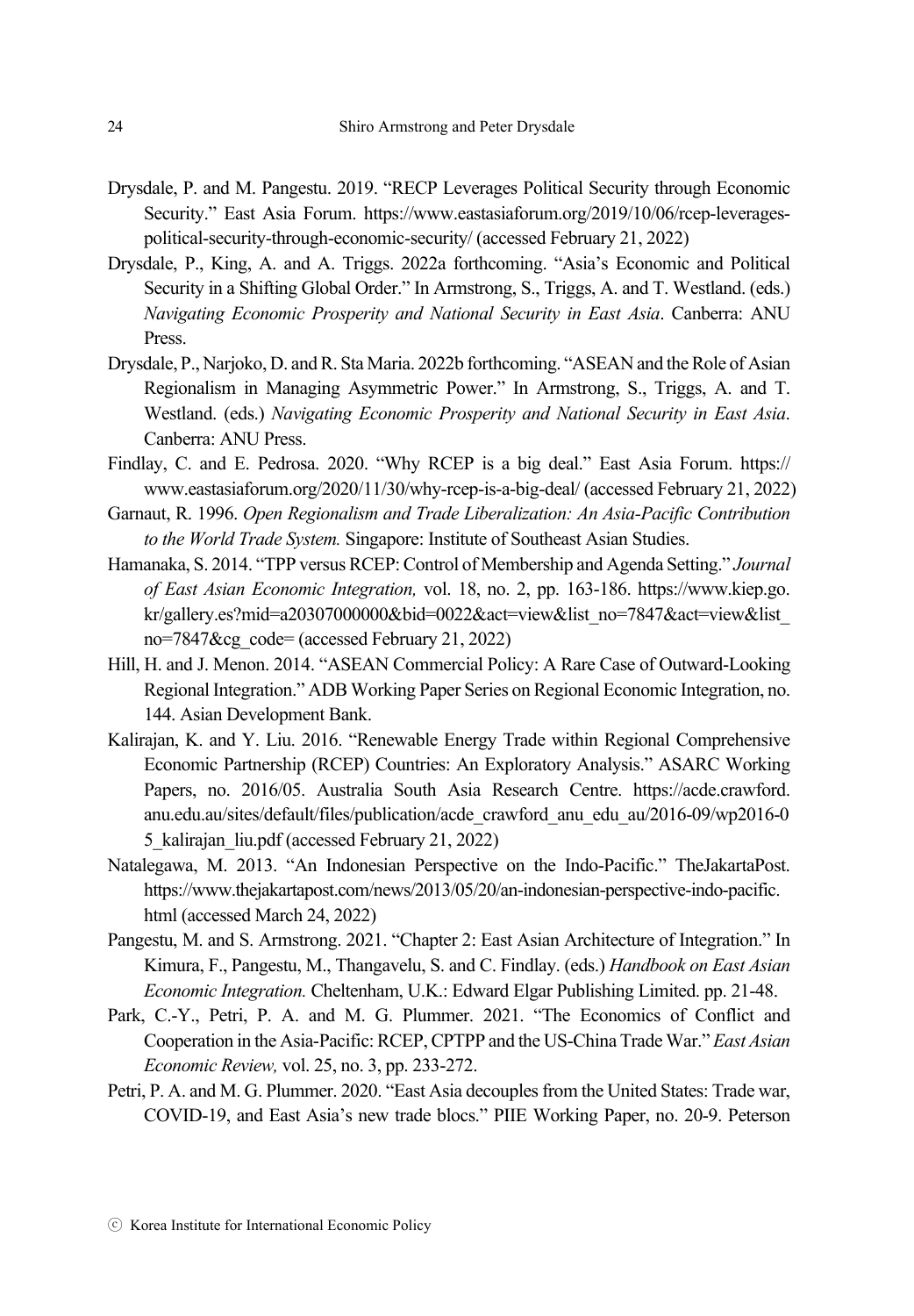Drysdale, P. and M. Pangestu. 2019. "RECP Leverages Political Security through Economic Security." East Asia Forum. https://www.eastasiaforum.org/2019/10/06/rcep-leverages-political-security-through-economic-security/ (accessed February 21, 2022)

Drysdale, P., King, A. and A. Triggs. 2022a forthcoming. "Asia's Economic and Political Security in a Shifting Global Order." In Armstrong, S., Triggs, A. and T. Westland. (eds.) *Navigating Economic Prosperity and National Security in East Asia*. Canberra: ANU Press.

Drysdale, P., Narjoko, D. and R. Sta Maria. 2022b forthcoming. "ASEAN and the Role of Asian Regionalism in Managing Asymmetric Power." In Armstrong, S., Triggs, A. and T. Westland. (eds.) *Navigating Economic Prosperity and National Security in East Asia*. Canberra: ANU Press.

Findlay, C. and E. Pedrosa. 2020. "Why RCEP is a big deal." East Asia Forum. https://www.eastasiaforum.org/2020/11/30/why-rcep-is-a-big-deal/ (accessed February 21, 2022)

Garnaut, R. 1996. *Open Regionalism and Trade Liberalization: An Asia-Pacific Contribution to the World Trade System.* Singapore: Institute of Southeast Asian Studies.

Hamanaka, S. 2014. "TPP versus RCEP: Control of Membership and Agenda Setting." *Journal of East Asian Economic Integration,* vol. 18, no. 2, pp. 163-186. https://www.kiep.go.kr/gallery.es?mid=a20307000000&bid=0022&act=view&list_no=7847&act=view&list_no=7847&cg_code= (accessed February 21, 2022)

Hill, H. and J. Menon. 2014. "ASEAN Commercial Policy: A Rare Case of Outward-Looking Regional Integration." ADB Working Paper Series on Regional Economic Integration, no. 144. Asian Development Bank.

Kalirajan, K. and Y. Liu. 2016. "Renewable Energy Trade within Regional Comprehensive Economic Partnership (RCEP) Countries: An Exploratory Analysis." ASARC Working Papers, no. 2016/05. Australia South Asia Research Centre. https://acde.crawford.anu.edu.au/sites/default/files/publication/acde_crawford_anu_edu_au/2016-09/wp2016-05_kalirajan_liu.pdf (accessed February 21, 2022)

Natalegawa, M. 2013. "An Indonesian Perspective on the Indo-Pacific." TheJakartaPost. https://www.thejakartapost.com/news/2013/05/20/an-indonesian-perspective-indo-pacific.html (accessed March 24, 2022)

Pangestu, M. and S. Armstrong. 2021. "Chapter 2: East Asian Architecture of Integration." In Kimura, F., Pangestu, M., Thangavelu, S. and C. Findlay. (eds.) *Handbook on East Asian Economic Integration.* Cheltenham, U.K.: Edward Elgar Publishing Limited. pp. 21-48.

Park, C.-Y., Petri, P. A. and M. G. Plummer. 2021. "The Economics of Conflict and Cooperation in the Asia-Pacific: RCEP, CPTPP and the US-China Trade War." *East Asian Economic Review,* vol. 25, no. 3, pp. 233-272.

Petri, P. A. and M. G. Plummer. 2020. "East Asia decouples from the United States: Trade war, COVID-19, and East Asia's new trade blocs." PIIE Working Paper, no. 20-9. Peterson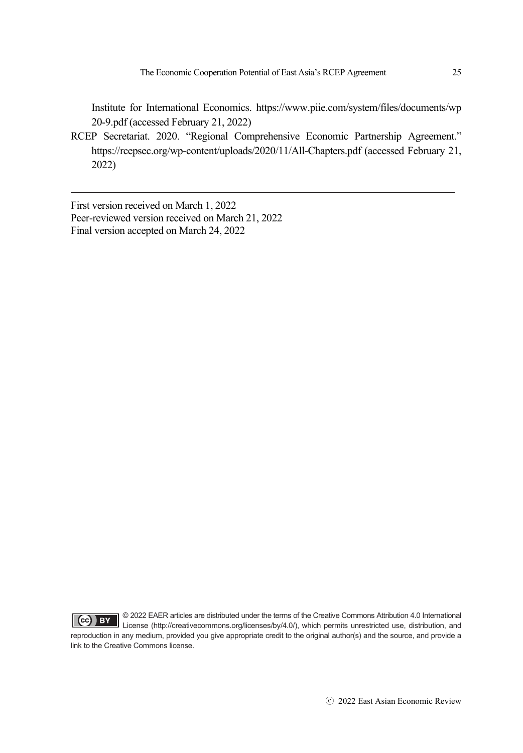Institute for International Economics. https://www.piie.com/system/files/documents/wp20-9.pdf (accessed February 21, 2022)

RCEP Secretariat. 2020. "Regional Comprehensive Economic Partnership Agreement." https://rcepsec.org/wp-content/uploads/2020/11/All-Chapters.pdf (accessed February 21, 2022)

---

First version received on March 1, 2022
Peer-reviewed version received on March 21, 2022
Final version accepted on March 24, 2022

© 2022 EAER articles are distributed under the terms of the Creative Commons Attribution 4.0 International License (http://creativecommons.org/licenses/by/4.0/), which permits unrestricted use, distribution, and reproduction in any medium, provided you give appropriate credit to the original author(s) and the source, and provide a link to the Creative Commons license.